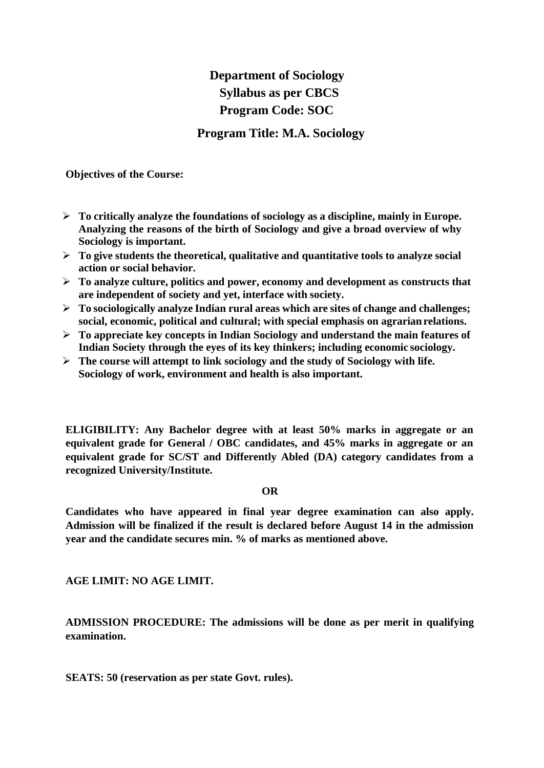# Department of Sociology

## Syllabus as per CBCS

## Program Code: SOC

## Program Title: M.A. Sociology

**Objectives of the Course:**

- **To critically analyze the foundations of sociology as a discipline, mainly in Europe. Analyzing the reasons of the birth of Sociology and give a broad overview of why Sociology is important.**
- **To give students the theoretical, qualitative and quantitative tools to analyze social action or social behavior.**
- **To analyze culture, politics and power, economy and development as constructs that are independent of society and yet, interface with society.**
- **To sociologically analyze Indian rural areas which are sites of change and challenges; social, economic, political and cultural; with special emphasis on agrarian relations.**
- **To appreciate key concepts in Indian Sociology and understand the main features of Indian Society through the eyes of its key thinkers; including economic sociology.**
- **The course will attempt to link sociology and the study of Sociology with life. Sociology of work, environment and health is also important.**

**ELIGIBILITY: Any Bachelor degree with at least 50% marks in aggregate or an equivalent grade for General / OBC candidates, and 45% marks in aggregate or an equivalent grade for SC/ST and Differently Abled (DA) category candidates from a recognized University/Institute.**

**OR**

**Candidates who have appeared in final year degree examination can also apply. Admission will be finalized if the result is declared before August 14 in the admission year and the candidate secures min. % of marks as mentioned above.**

**AGE LIMIT: NO AGE LIMIT.**

**ADMISSION PROCEDURE: The admissions will be done as per merit in qualifying examination.**

**SEATS: 50 (reservation as per state Govt. rules).**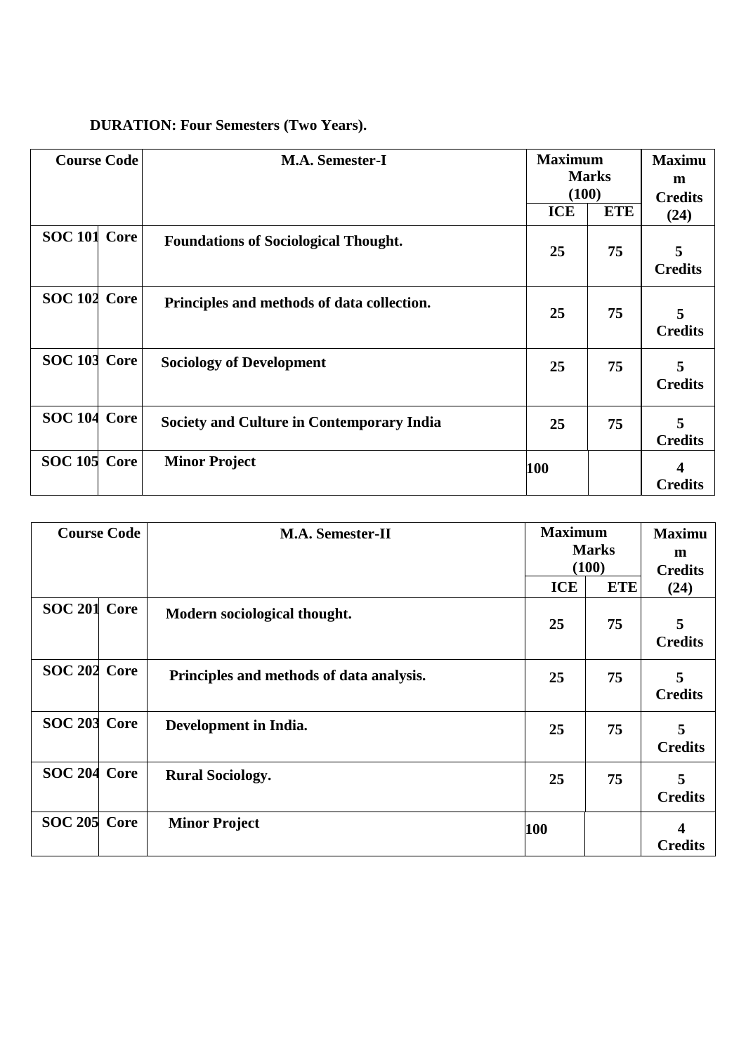**DURATION: Four Semesters (Two Years).**

| Course Code | | M.A. Semester-I | Maximum Marks (100) | | Maximum Credits (24) |
|---|---|---|---|---|---|
| | | | ICE | ETE | |
| SOC 101 | Core | Foundations of Sociological Thought. | 25 | 75 | 5 Credits |
| SOC 102 | Core | Principles and methods of data collection. | 25 | 75 | 5 Credits |
| SOC 103 | Core | Sociology of Development | 25 | 75 | 5 Credits |
| SOC 104 | Core | Society and Culture in Contemporary India | 25 | 75 | 5 Credits |
| SOC 105 | Core | Minor Project | 100 | | 4 Credits |

| Course Code | | M.A. Semester-II | Maximum Marks (100) | | Maximum Credits (24) |
|---|---|---|---|---|---|
| | | | ICE | ETE | |
| SOC 201 | Core | Modern sociological thought. | 25 | 75 | 5 Credits |
| SOC 202 | Core | Principles and methods of data analysis. | 25 | 75 | 5 Credits |
| SOC 203 | Core | Development in India. | 25 | 75 | 5 Credits |
| SOC 204 | Core | Rural Sociology. | 25 | 75 | 5 Credits |
| SOC 205 | Core | Minor Project | 100 | | 4 Credits |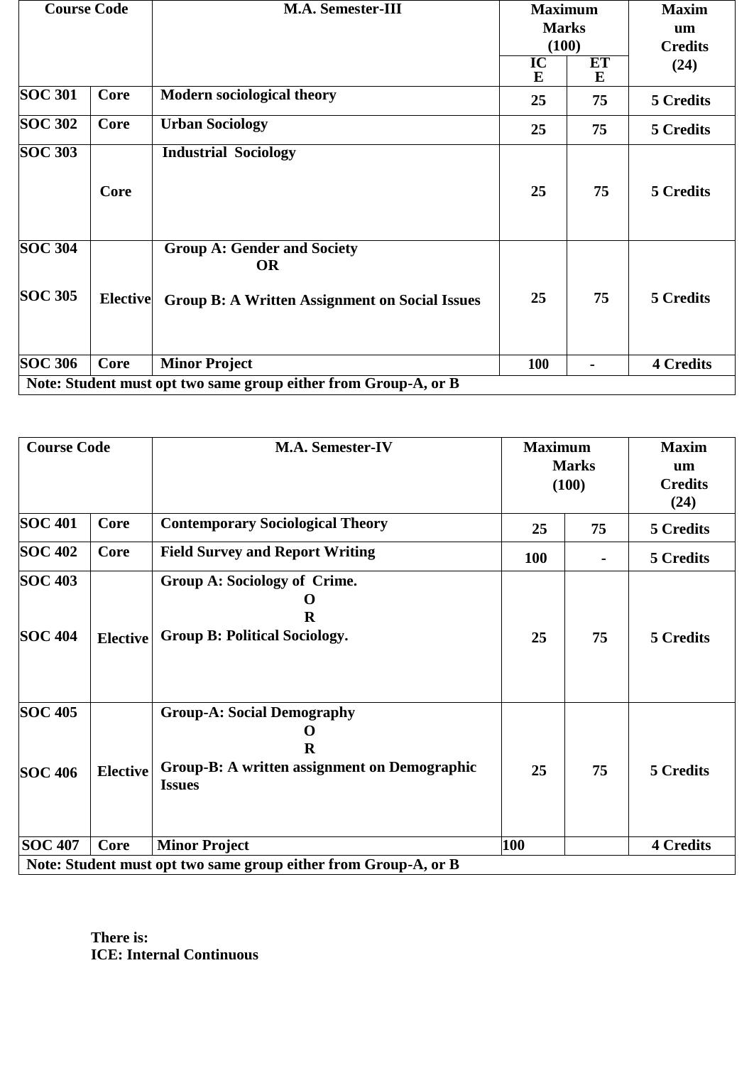| Course Code | | M.A. Semester-III | Maximum Marks (100) | | Maximum Credits (24) |
|---|---|---|---|---|---|
| | | | ICE | ETE | |
| **SOC 301** | **Core** | **Modern sociological theory** | **25** | **75** | **5 Credits** |
| **SOC 302** | **Core** | **Urban Sociology** | **25** | **75** | **5 Credits** |
| **SOC 303** | **Core** | **Industrial Sociology** | **25** | **75** | **5 Credits** |
| **SOC 304** <br> **SOC 305** | **Elective** | **Group A: Gender and Society** <br> **OR** <br> **Group B: A Written Assignment on Social Issues** | **25** | **75** | **5 Credits** |
| **SOC 306** | **Core** | **Minor Project** | **100** | **-** | **4 Credits** |
| **Note: Student must opt two same group either from Group-A, or B** | | | | | |

| Course Code | | M.A. Semester-IV | Maximum Marks (100) | | Maximum Credits (24) |
|---|---|---|---|---|---|
| **SOC 401** | **Core** | **Contemporary Sociological Theory** | **25** | **75** | **5 Credits** |
| **SOC 402** | **Core** | **Field Survey and Report Writing** | **100** | **-** | **5 Credits** |
| **SOC 403** <br> **SOC 404** | **Elective** | **Group A: Sociology of Crime.** <br> **OR** <br> **Group B: Political Sociology.** | **25** | **75** | **5 Credits** |
| **SOC 405** <br> **SOC 406** | **Elective** | **Group-A: Social Demography** <br> **OR** <br> **Group-B: A written assignment on Demographic Issues** | **25** | **75** | **5 Credits** |
| **SOC 407** | **Core** | **Minor Project** | **100** | | **4 Credits** |
| **Note: Student must opt two same group either from Group-A, or B** | | | | | |

**There is:**
**ICE: Internal Continuous**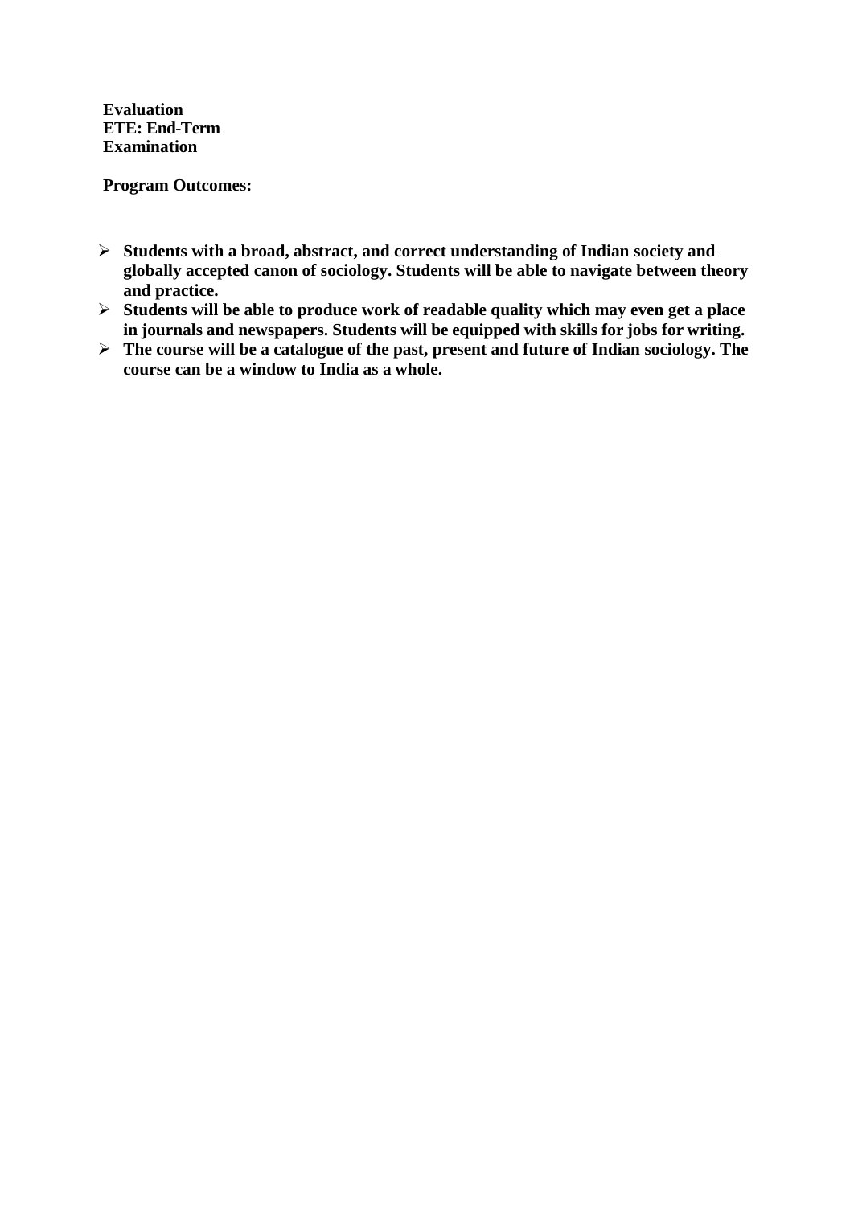**Evaluation**
**ETE: End-Term Examination**

**Program Outcomes:**

- **Students with a broad, abstract, and correct understanding of Indian society and globally accepted canon of sociology. Students will be able to navigate between theory and practice.**
- **Students will be able to produce work of readable quality which may even get a place in journals and newspapers. Students will be equipped with skills for jobs for writing.**
- **The course will be a catalogue of the past, present and future of Indian sociology. The course can be a window to India as a whole.**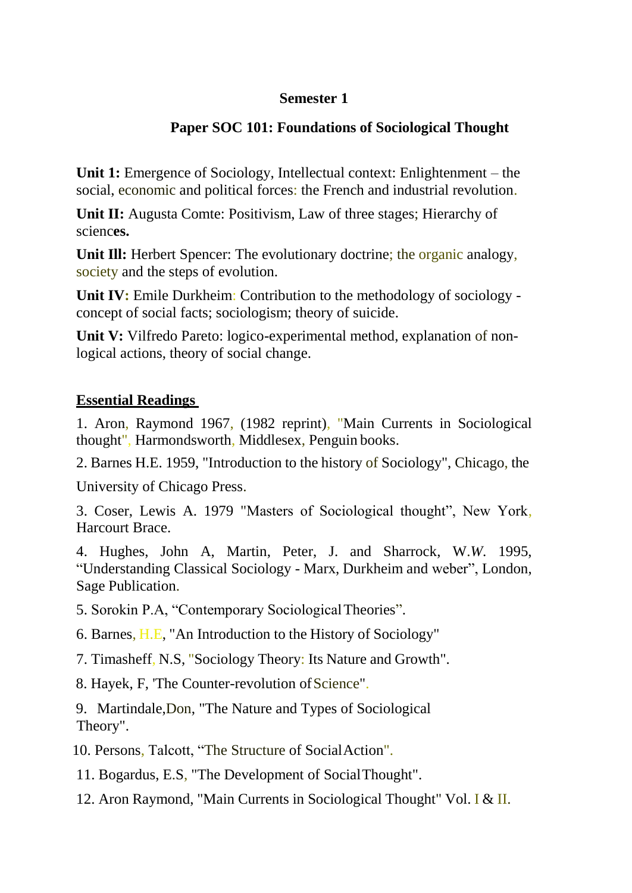**Semester 1**

**Paper SOC 101: Foundations of Sociological Thought**

**Unit 1:** Emergence of Sociology, Intellectual context: Enlightenment – the social, economic and political forces: the French and industrial revolution.

**Unit II:** Augusta Comte: Positivism, Law of three stages; Hierarchy of scienc**es.**

**Unit Ill:** Herbert Spencer: The evolutionary doctrine; the organic analogy, society and the steps of evolution.

**Unit IV:** Emile Durkheim: Contribution to the methodology of sociology - concept of social facts; sociologism; theory of suicide.

**Unit V:** Vilfredo Pareto: logico-experimental method, explanation of non-logical actions, theory of social change.

**Essential Readings**

1. Aron, Raymond 1967, (1982 reprint), "Main Currents in Sociological thought", Harmondsworth, Middlesex, Penguin books.
2. Barnes H.E. 1959, "Introduction to the history of Sociology", Chicago, the University of Chicago Press.
3. Coser, Lewis A. 1979 "Masters of Sociological thought", New York, Harcourt Brace.
4. Hughes, John A, Martin, Peter, J. and Sharrock, W.*W.* 1995, "Understanding Classical Sociology - Marx, Durkheim and weber", London, Sage Publication.
5. Sorokin P.A, "Contemporary Sociological Theories".
6. Barnes, H.E, "An Introduction to the History of Sociology"
7. Timasheff, N.S, "Sociology Theory: Its Nature and Growth".
8. Hayek, F, 'The Counter-revolution of Science".
9. Martindale,Don, "The Nature and Types of Sociological Theory".
10. Persons, Talcott, "The Structure of Social Action".
11. Bogardus, E.S, "The Development of Social Thought".
12. Aron Raymond, "Main Currents in Sociological Thought" Vol. I & II.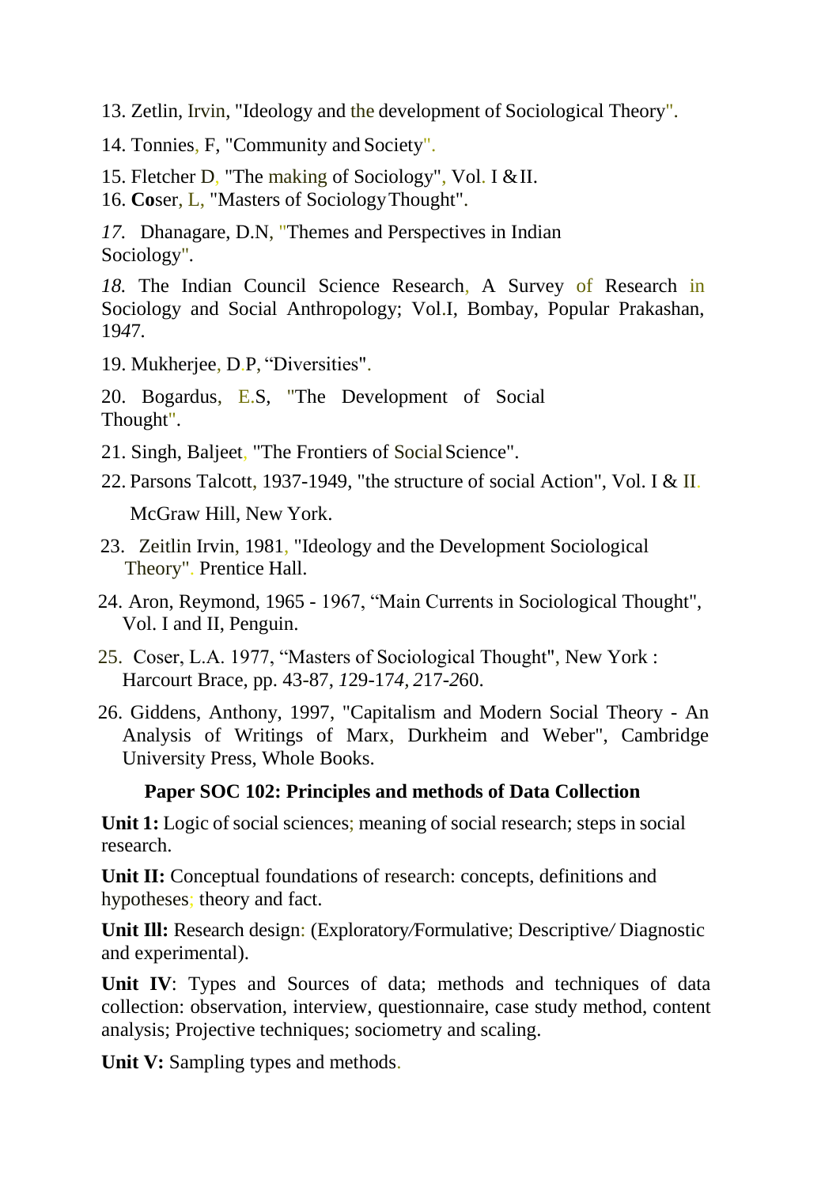13. Zetlin, Irvin, "Ideology and the development of Sociological Theory".

14. Tonnies, F, "Community and Society".

15. Fletcher D, "The making of Sociology", Vol. I & II.

16. **Co**ser, L, "Masters of Sociology Thought".

*17.* Dhanagare, D.N, "Themes and Perspectives in Indian Sociology".

*18.* The Indian Council Science Research, A Survey of Research in Sociology and Social Anthropology; Vol.I, Bombay, Popular Prakashan, 1947.

19. Mukherjee, D.P, "Diversities".

20. Bogardus, E.S, "The Development of Social Thought".

21. Singh, Baljeet, "The Frontiers of Social Science".

22. Parsons Talcott, 1937-1949, "the structure of social Action", Vol. I & II. McGraw Hill, New York.

23. Zeitlin Irvin, 1981, "Ideology and the Development Sociological Theory". Prentice Hall.

24. Aron, Reymond, 1965 - 1967, "Main Currents in Sociological Thought", Vol. I and II, Penguin.

25. Coser, L.A. 1977, "Masters of Sociological Thought", New York : Harcourt Brace, pp. 43-87, *1*29-17*4*, *2*17-*2*60.

26. Giddens, Anthony, 1997, "Capitalism and Modern Social Theory - An Analysis of Writings of Marx, Durkheim and Weber", Cambridge University Press, Whole Books.

## Paper SOC 102: Principles and methods of Data Collection

**Unit 1:** Logic of social sciences; meaning of social research; steps in social research.

**Unit II:** Conceptual foundations of research: concepts, definitions and hypotheses; theory and fact.

**Unit Ill:** Research design: (Exploratory/Formulative; Descriptive/ Diagnostic and experimental).

**Unit IV**: Types and Sources of data; methods and techniques of data collection: observation, interview, questionnaire, case study method, content analysis; Projective techniques; sociometry and scaling.

**Unit V:** Sampling types and methods.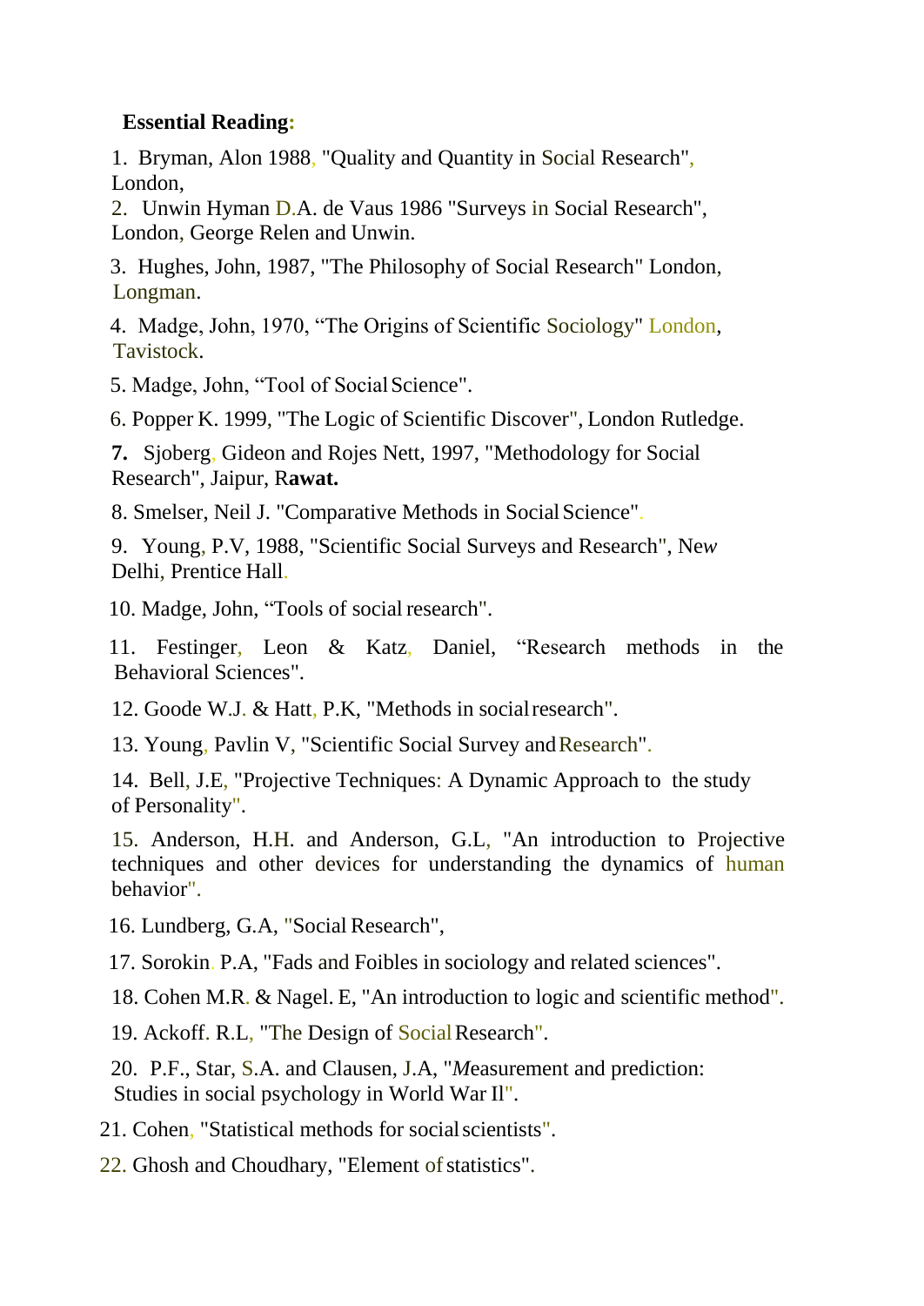**Essential Reading:**

1. Bryman, Alon 1988, "Quality and Quantity in Social Research", London,
2. Unwin Hyman D.A. de Vaus 1986 "Surveys in Social Research", London, George Relen and Unwin.
3. Hughes, John, 1987, "The Philosophy of Social Research" London, Longman.
4. Madge, John, 1970, "The Origins of Scientific Sociology" London, Tavistock.
5. Madge, John, "Tool of Social Science".
6. Popper K. 1999, "The Logic of Scientific Discover", London Rutledge.
7. Sjoberg, Gideon and Rojes Nett, 1997, "Methodology for Social Research", Jaipur, R**awat.**
8. Smelser, Neil J. "Comparative Methods in Social Science".
9. Young, P.V, 1988, "Scientific Social Surveys and Research", Ne*w* Delhi, Prentice Hall.
10. Madge, John, "Tools of social research".
11. Festinger, Leon & Katz, Daniel, "Research methods in the Behavioral Sciences".
12. Goode W.J. & Hatt, P.K, "Methods in social research".
13. Young, Pavlin V, "Scientific Social Survey and Research".
14. Bell, J.E, "Projective Techniques: A Dynamic Approach to the study of Personality".
15. Anderson, H.H. and Anderson, G.L, "An introduction to Projective techniques and other devices for understanding the dynamics of human behavior".
16. Lundberg, G.A, "Social Research",
17. Sorokin. P.A, "Fads and Foibles in sociology and related sciences".
18. Cohen M.R. & Nagel. E, "An introduction to logic and scientific method".
19. Ackoff. R.L, "The Design of Social Research".
20. P.F., Star, S.A. and Clausen, J.A, "*M*easurement and prediction: Studies in social psychology in World War Il".
21. Cohen, "Statistical methods for social scientists".
22. Ghosh and Choudhary, "Element of statistics".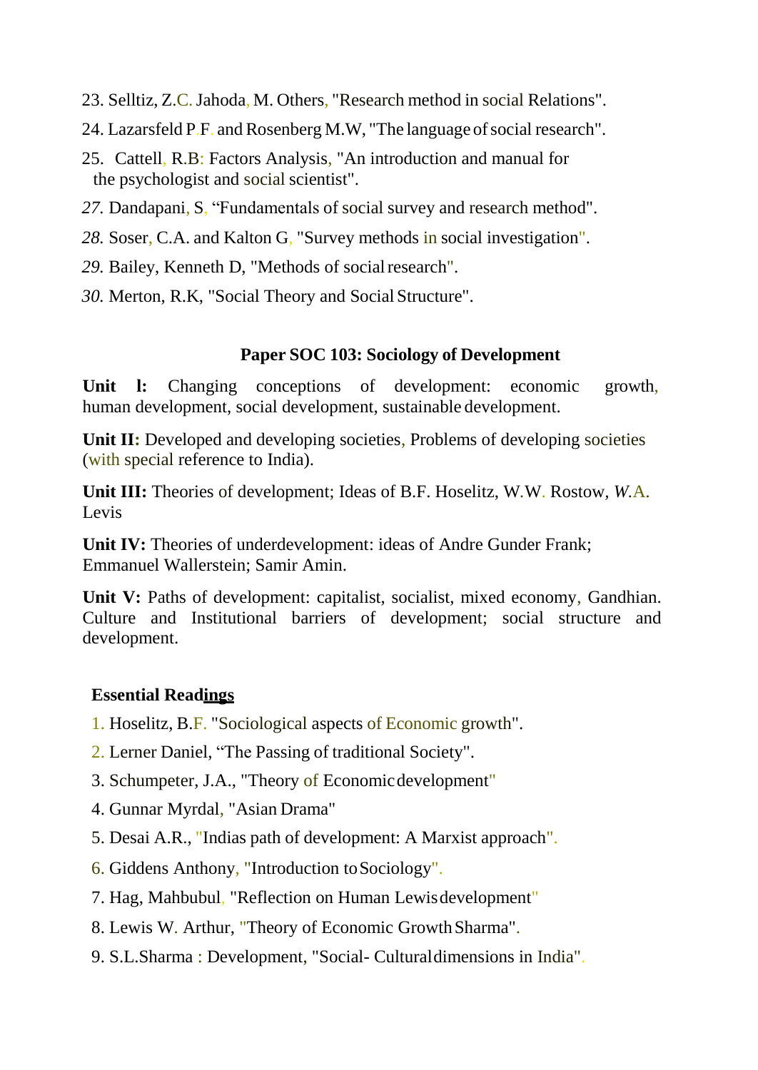23. Selltiz, Z.C. Jahoda, M. Others, "Research method in social Relations".
24. Lazarsfeld P.F. and Rosenberg M.W, "The language of social research".
25. Cattell, R.B: Factors Analysis, "An introduction and manual for the psychologist and social scientist".

*27.* Dandapani, S, “Fundamentals of social survey and research method".

*28.* Soser, C.A. and Kalton G, "Survey methods in social investigation".

*29.* Bailey, Kenneth D, "Methods of social research".

*30.* Merton, R.K, "Social Theory and Social Structure".

## Paper SOC 103: Sociology of Development

**Unit l:** Changing conceptions of development: economic growth, human development, social development, sustainable development.

**Unit II:** Developed and developing societies, Problems of developing societies (with special reference to India).

**Unit III:** Theories of development; Ideas of B.F. Hoselitz, W.W. Rostow, *W.*A. Levis

**Unit IV:** Theories of underdevelopment: ideas of Andre Gunder Frank; Emmanuel Wallerstein; Samir Amin.

**Unit V:** Paths of development: capitalist, socialist, mixed economy, Gandhian. Culture and Institutional barriers of development; social structure and development.

### Essential Readings

1. Hoselitz, B.F. "Sociological aspects of Economic growth".
2. Lerner Daniel, “The Passing of traditional Society".
3. Schumpeter, J.A., "Theory of Economic development"
4. Gunnar Myrdal, "Asian Drama"
5. Desai A.R., "Indias path of development: A Marxist approach".
6. Giddens Anthony, "Introduction to Sociology".
7. Hag, Mahbubul, "Reflection on Human Lewis development"
8. Lewis W. Arthur, "Theory of Economic Growth Sharma".
9. S.L.Sharma : Development, "Social- Cultural dimensions in India".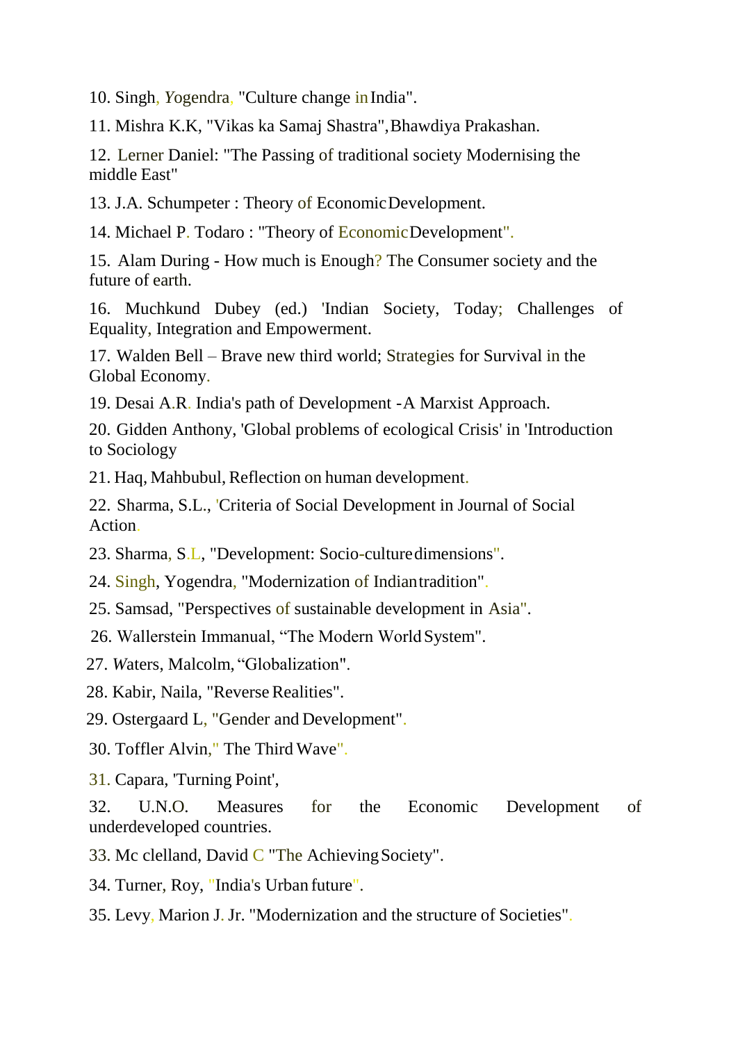10. Singh, Yogendra, "Culture change in India".

11. Mishra K.K, "Vikas ka Samaj Shastra", Bhawdiya Prakashan.

12. Lerner Daniel: "The Passing of traditional society Modernising the middle East"

13. J.A. Schumpeter : Theory of Economic Development.

14. Michael P. Todaro : "Theory of Economic Development".

15. Alam During - How much is Enough? The Consumer society and the future of earth.

16. Muchkund Dubey (ed.) 'Indian Society, Today; Challenges of Equality, Integration and Empowerment.

17. Walden Bell – Brave new third world; Strategies for Survival in the Global Economy.

19. Desai A.R. India's path of Development -A Marxist Approach.

20. Gidden Anthony, 'Global problems of ecological Crisis' in 'Introduction to Sociology

21. Haq, Mahbubul, Reflection on human development.

22. Sharma, S.L., 'Criteria of Social Development in Journal of Social Action.

23. Sharma, S.L, "Development: Socio-culture dimensions".

24. Singh, Yogendra, "Modernization of Indian tradition".

25. Samsad, "Perspectives of sustainable development in Asia".

26. Wallerstein Immanual, "The Modern World System".

27. Waters, Malcolm, "Globalization".

28. Kabir, Naila, "Reverse Realities".

29. Ostergaard L, "Gender and Development".

30. Toffler Alvin," The Third Wave".

31. Capara, 'Turning Point',

32. U.N.O. Measures for the Economic Development of underdeveloped countries.

33. Mc clelland, David C "The Achieving Society".

34. Turner, Roy, "India's Urban future".

35. Levy, Marion J. Jr. "Modernization and the structure of Societies".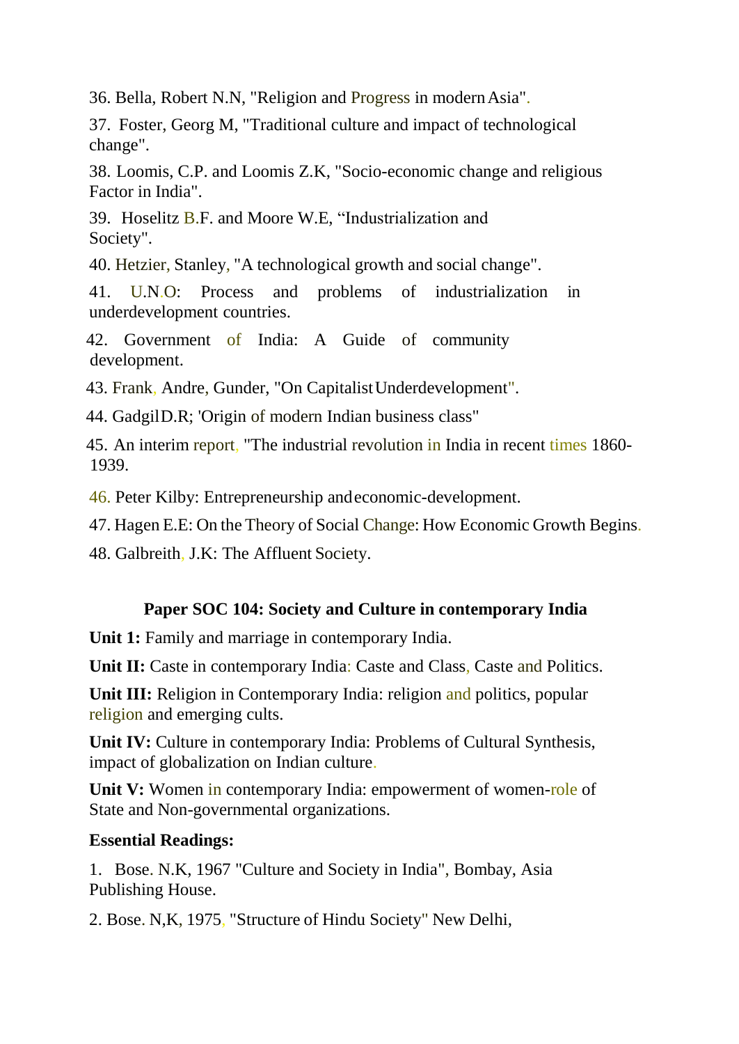36. Bella, Robert N.N, "Religion and Progress in modern Asia".

37. Foster, Georg M, "Traditional culture and impact of technological change".

38. Loomis, C.P. and Loomis Z.K, "Socio-economic change and religious Factor in India".

39. Hoselitz B.F. and Moore W.E, "Industrialization and Society".

40. Hetzier, Stanley, "A technological growth and social change".

41. U.N.O: Process and problems of industrialization in underdevelopment countries.

42. Government of India: A Guide of community development.

43. Frank, Andre, Gunder, "On Capitalist Underdevelopment".

44. Gadgil D.R; 'Origin of modern Indian business class"

45. An interim report, "The industrial revolution in India in recent times 1860-1939.

46. Peter Kilby: Entrepreneurship and economic-development.

47. Hagen E.E: On the Theory of Social Change: How Economic Growth Begins.

48. Galbreith, J.K: The Affluent Society.

## Paper SOC 104: Society and Culture in contemporary India

**Unit 1:** Family and marriage in contemporary India.

**Unit II:** Caste in contemporary India: Caste and Class, Caste and Politics.

**Unit III:** Religion in Contemporary India: religion and politics, popular religion and emerging cults.

**Unit IV:** Culture in contemporary India: Problems of Cultural Synthesis, impact of globalization on Indian culture.

**Unit V:** Women in contemporary India: empowerment of women-role of State and Non-governmental organizations.

**Essential Readings:**

1. Bose. N.K, 1967 "Culture and Society in India", Bombay, Asia Publishing House.

2. Bose. N,K, 1975, "Structure of Hindu Society" New Delhi,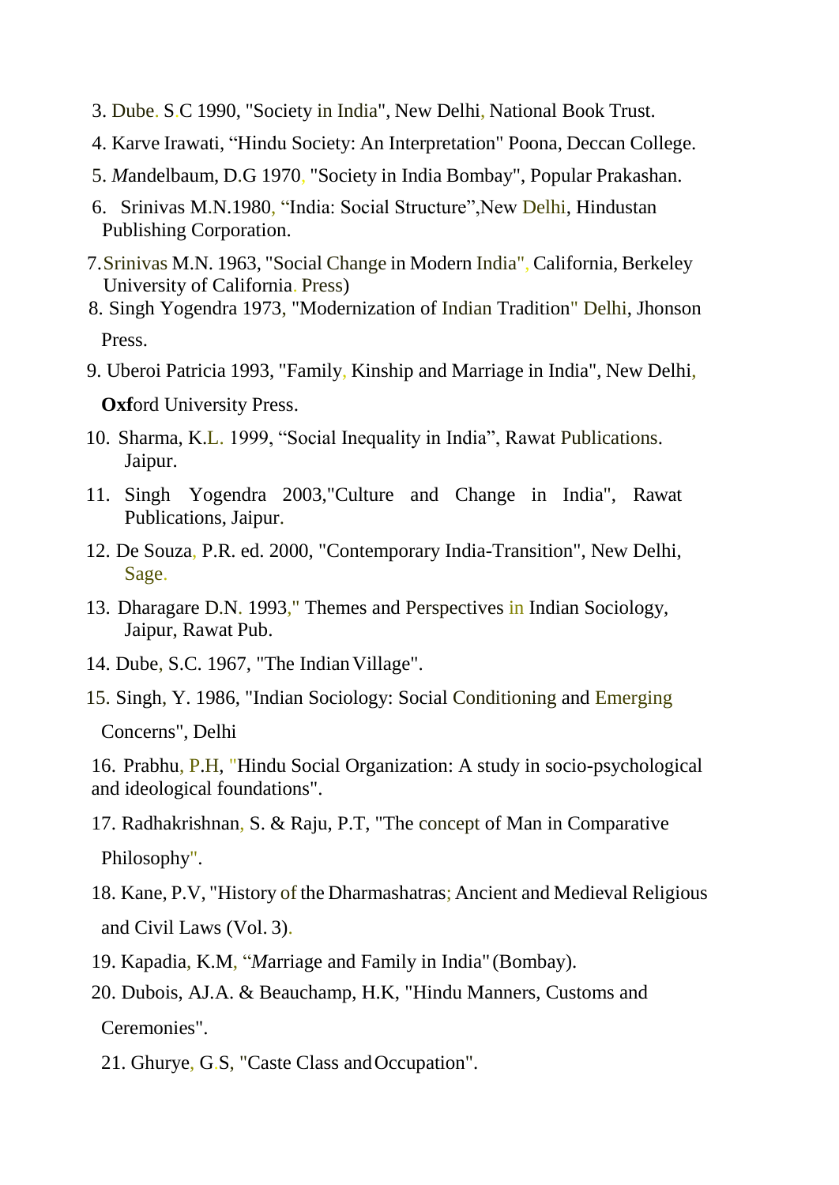3. Dube. S.C 1990, "Society in India", New Delhi, National Book Trust.
4. Karve Irawati, “Hindu Society: An Interpretation" Poona, Deccan College.
5. *M*andelbaum, D.G 1970, "Society in India Bombay", Popular Prakashan.
6. Srinivas M.N.1980, “India: Social Structure”,New Delhi, Hindustan Publishing Corporation.
7. Srinivas M.N. 1963, "Social Change in Modern India", California, Berkeley University of California. Press)
8. Singh Yogendra 1973, "Modernization of Indian Tradition" Delhi, Jhonson Press.
9. Uberoi Patricia 1993, "Family, Kinship and Marriage in India", New Delhi, **Oxf**ord University Press.
10. Sharma, K.L. 1999, “Social Inequality in India”, Rawat Publications. Jaipur.
11. Singh Yogendra 2003,"Culture and Change in India", Rawat Publications, Jaipur.
12. De Souza, P.R. ed. 2000, "Contemporary India-Transition", New Delhi, Sage.
13. Dharagare D.N. 1993," Themes and Perspectives in Indian Sociology, Jaipur, Rawat Pub.
14. Dube, S.C. 1967, "The Indian Village".
15. Singh, Y. 1986, "Indian Sociology: Social Conditioning and Emerging Concerns", Delhi
16. Prabhu, P.H, "Hindu Social Organization: A study in socio-psychological and ideological foundations".
17. Radhakrishnan, S. & Raju, P.T, "The concept of Man in Comparative Philosophy".
18. Kane, P.V, "History of the Dharmashatras; Ancient and Medieval Religious and Civil Laws (Vol. 3).
19. Kapadia, K.M, “*M*arriage and Family in India" (Bombay).
20. Dubois, AJ.A. & Beauchamp, H.K, "Hindu Manners, Customs and Ceremonies".
21. Ghurye, G.S, "Caste Class and Occupation".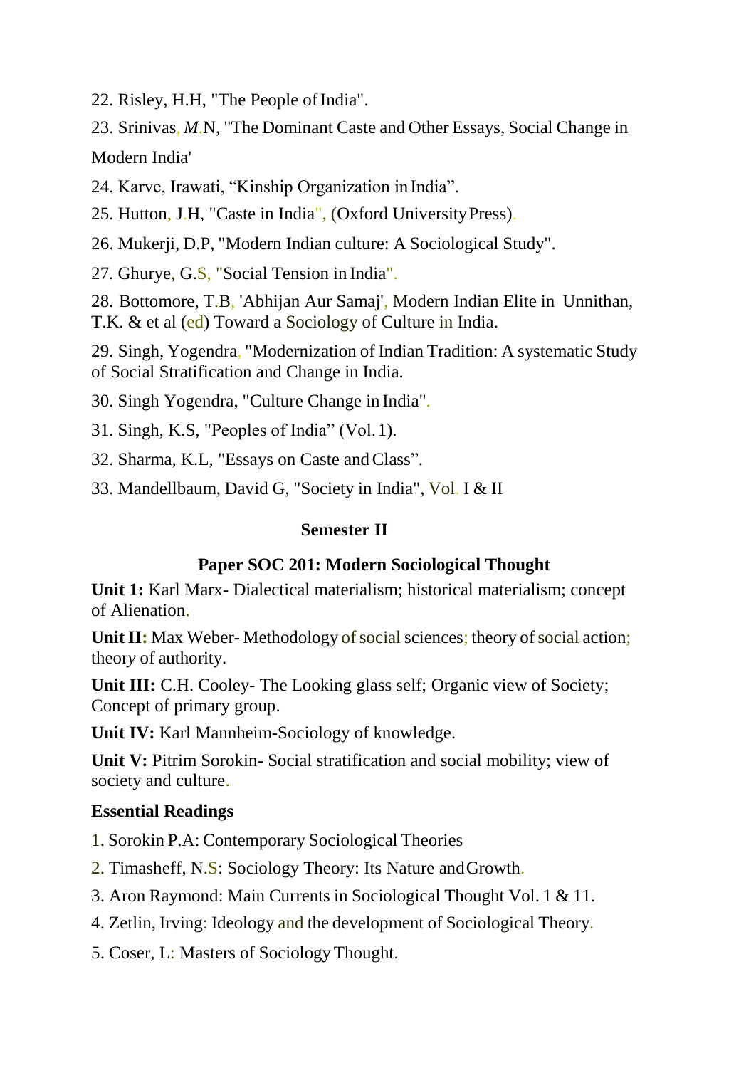22. Risley, H.H, "The People of India".

23. Srinivas, *M*.N, "The Dominant Caste and Other Essays, Social Change in Modern India'

24. Karve, Irawati, "Kinship Organization in India".

25. Hutton, J.H, "Caste in India", (Oxford University Press).

26. Mukerji, D.P, "Modern Indian culture: A Sociological Study".

27. Ghurye, G.S, "Social Tension in India".

28. Bottomore, T.B, 'Abhijan Aur Samaj', Modern Indian Elite in Unnithan, T.K. & et al (ed) Toward a Sociology of Culture in India.

29. Singh, Yogendra, "Modernization of Indian Tradition: A systematic Study of Social Stratification and Change in India.

30. Singh Yogendra, "Culture Change in India".

31. Singh, K.S, "Peoples of India" (Vol. 1).

32. Sharma, K.L, "Essays on Caste and Class".

33. Mandellbaum, David G, "Society in India", Vol. I & II

## Semester II

### Paper SOC 201: Modern Sociological Thought

**Unit 1:** Karl Marx- Dialectical materialism; historical materialism; concept of Alienation.

**Unit II:** Max Weber- Methodology of social sciences; theory of social action; theory of authority.

**Unit III:** C.H. Cooley- The Looking glass self; Organic view of Society; Concept of primary group.

**Unit IV:** Karl Mannheim-Sociology of knowledge.

**Unit V:** Pitrim Sorokin- Social stratification and social mobility; view of society and culture.

**Essential Readings**

1. Sorokin P.A: Contemporary Sociological Theories
2. Timasheff, N.S: Sociology Theory: Its Nature and Growth.
3. Aron Raymond: Main Currents in Sociological Thought Vol. 1 & 11.
4. Zetlin, Irving: Ideology and the development of Sociological Theory.
5. Coser, L: Masters of Sociology Thought.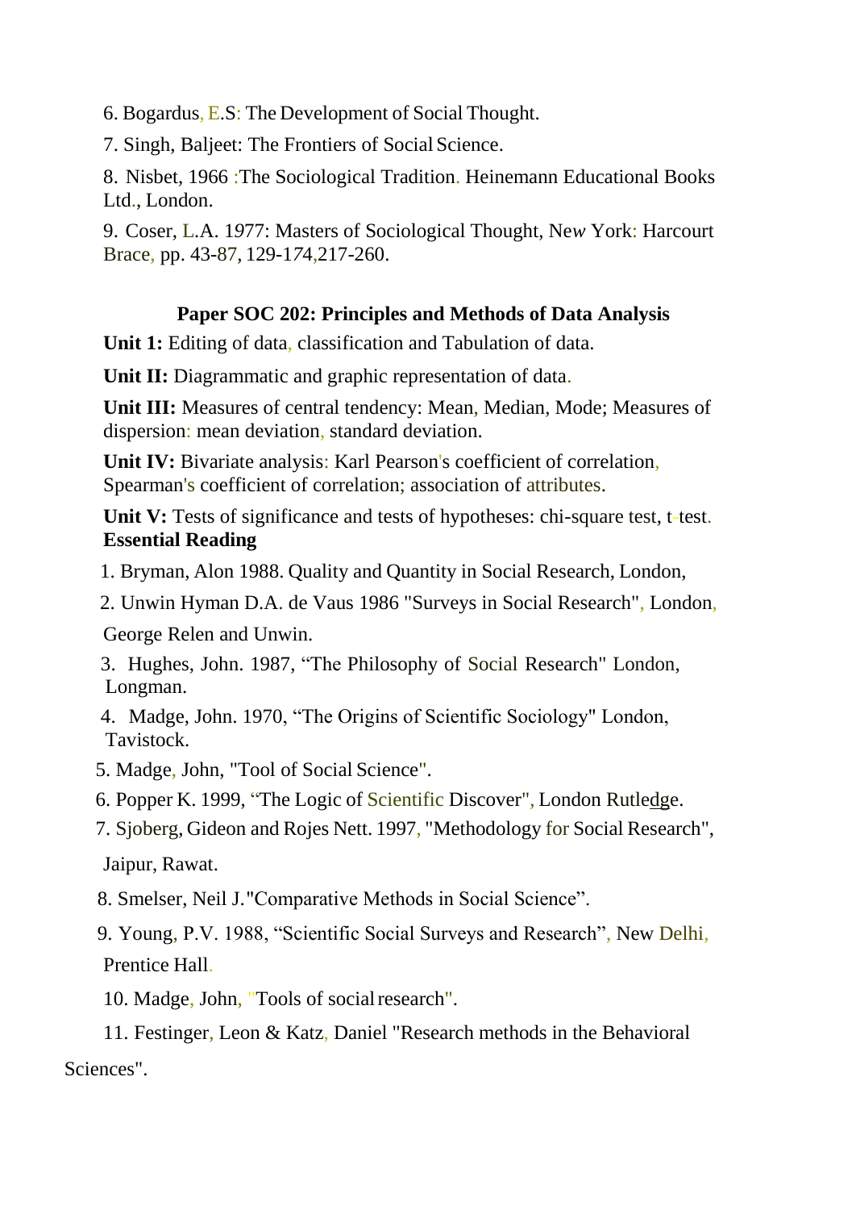6. Bogardus, E.S: The Development of Social Thought.

7. Singh, Baljeet: The Frontiers of Social Science.

8. Nisbet, 1966 :The Sociological Tradition. Heinemann Educational Books Ltd., London.

9. Coser, L.A. 1977: Masters of Sociological Thought, New York: Harcourt Brace, pp. 43-87, 129-174,217-260.

### Paper SOC 202: Principles and Methods of Data Analysis

**Unit 1:** Editing of data, classification and Tabulation of data.

**Unit II:** Diagrammatic and graphic representation of data.

**Unit III:** Measures of central tendency: Mean, Median, Mode; Measures of dispersion: mean deviation, standard deviation.

**Unit IV:** Bivariate analysis: Karl Pearson's coefficient of correlation, Spearman's coefficient of correlation; association of attributes.

**Unit V:** Tests of significance and tests of hypotheses: chi-square test, t-test.

**Essential Reading**

1. Bryman, Alon 1988. Quality and Quantity in Social Research, London,
2. Unwin Hyman D.A. de Vaus 1986 "Surveys in Social Research", London, George Relen and Unwin.
3. Hughes, John. 1987, "The Philosophy of Social Research" London, Longman.
4. Madge, John. 1970, "The Origins of Scientific Sociology" London, Tavistock.
5. Madge, John, "Tool of Social Science".
6. Popper K. 1999, "The Logic of Scientific Discover", London Rutledge.
7. Sjoberg, Gideon and Rojes Nett. 1997, "Methodology for Social Research", Jaipur, Rawat.
8. Smelser, Neil J."Comparative Methods in Social Science".
9. Young, P.V. 1988, "Scientific Social Surveys and Research", New Delhi, Prentice Hall.
10. Madge, John, "Tools of social research".
11. Festinger, Leon & Katz, Daniel "Research methods in the Behavioral Sciences".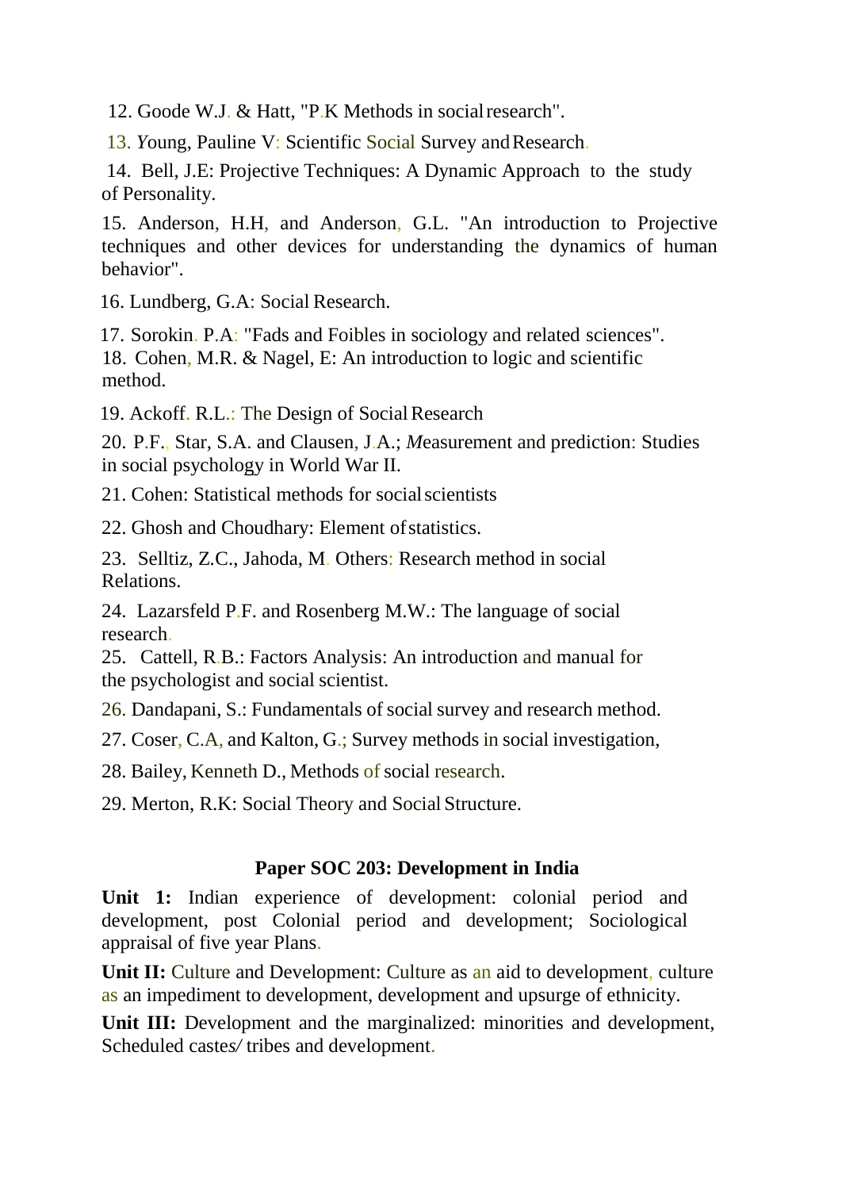12. Goode W.J. & Hatt, "P.K Methods in social research".

13. Young, Pauline V: Scientific Social Survey and Research.

14. Bell, J.E: Projective Techniques: A Dynamic Approach to the study of Personality.

15. Anderson, H.H, and Anderson, G.L. "An introduction to Projective techniques and other devices for understanding the dynamics of human behavior".

16. Lundberg, G.A: Social Research.

17. Sorokin. P.A: "Fads and Foibles in sociology and related sciences".

18. Cohen, M.R. & Nagel, E: An introduction to logic and scientific method.

19. Ackoff. R.L.: The Design of Social Research

20. P.F., Star, S.A. and Clausen, J.A.; *M*easurement and prediction: Studies in social psychology in World War II.

21. Cohen: Statistical methods for social scientists

22. Ghosh and Choudhary: Element of statistics.

23. Selltiz, Z.C., Jahoda, M. Others: Research method in social Relations.

24. Lazarsfeld P.F. and Rosenberg M.W.: The language of social research.

25. Cattell, R.B.: Factors Analysis: An introduction and manual for the psychologist and social scientist.

26. Dandapani, S.: Fundamentals of social survey and research method.

27. Coser, C.A, and Kalton, G.; Survey methods in social investigation,

28. Bailey, Kenneth D., Methods of social research.

29. Merton, R.K: Social Theory and Social Structure.

## Paper SOC 203: Development in India

**Unit 1:** Indian experience of development: colonial period and development, post Colonial period and development; Sociological appraisal of five year Plans.

**Unit II:** Culture and Development: Culture as an aid to development, culture as an impediment to development, development and upsurge of ethnicity.

**Unit III:** Development and the marginalized: minorities and development, Scheduled castes/ tribes and development.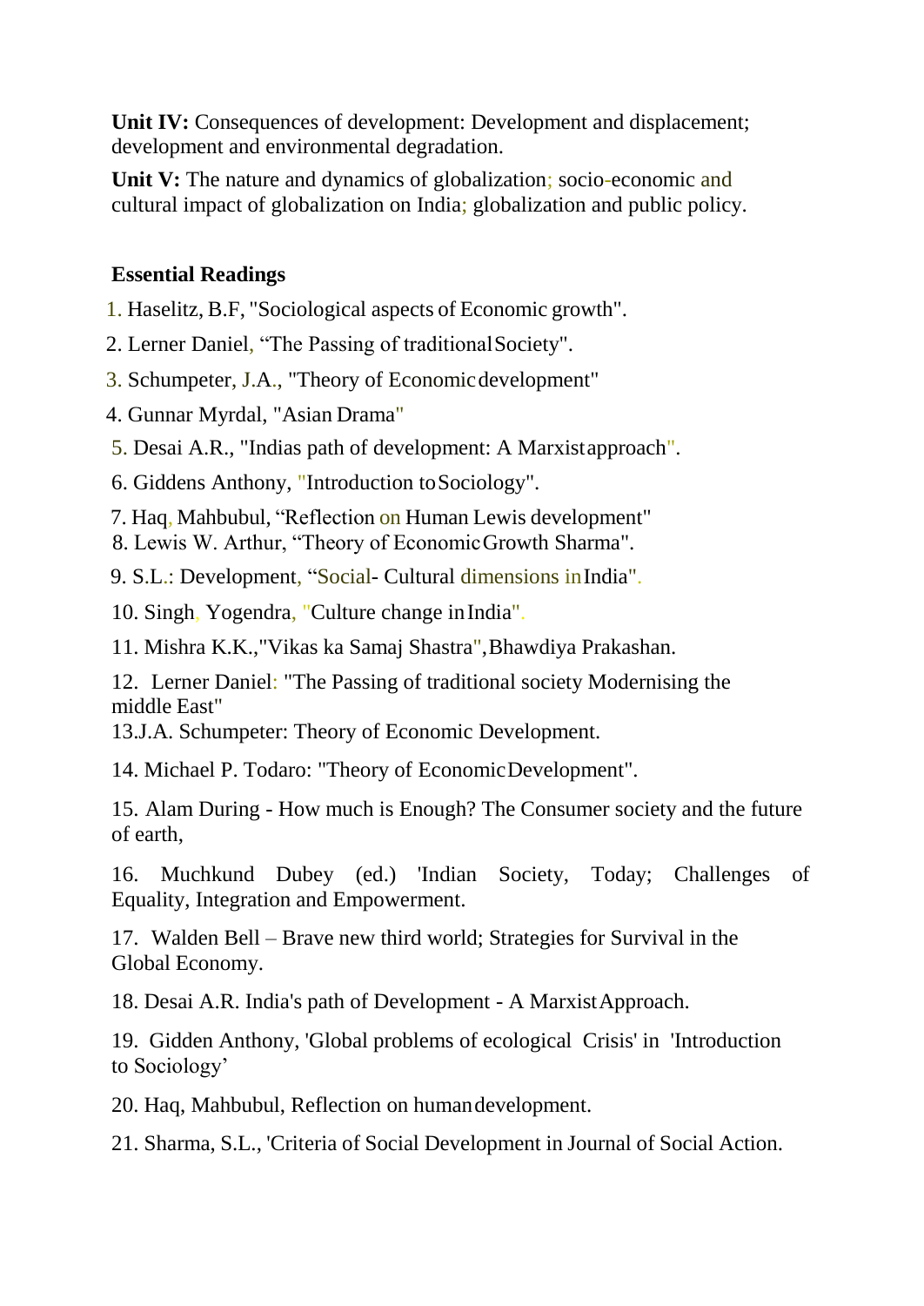**Unit IV:** Consequences of development: Development and displacement; development and environmental degradation.

**Unit V:** The nature and dynamics of globalization; socio-economic and cultural impact of globalization on India; globalization and public policy.

**Essential Readings**

1. Haselitz, B.F, "Sociological aspects of Economic growth".
2. Lerner Daniel, "The Passing of traditional Society".
3. Schumpeter, J.A., "Theory of Economic development"
4. Gunnar Myrdal, "Asian Drama"
5. Desai A.R., "Indias path of development: A Marxist approach".
6. Giddens Anthony, "Introduction to Sociology".
7. Haq, Mahbubul, "Reflection on Human Lewis development"
8. Lewis W. Arthur, "Theory of Economic Growth Sharma".
9. S.L.: Development, "Social- Cultural dimensions in India".
10. Singh, Yogendra, "Culture change in India".
11. Mishra K.K.,"Vikas ka Samaj Shastra", Bhawdiya Prakashan.
12. Lerner Daniel: "The Passing of traditional society Modernising the middle East"
13. J.A. Schumpeter: Theory of Economic Development.
14. Michael P. Todaro: "Theory of Economic Development".
15. Alam During - How much is Enough? The Consumer society and the future of earth,
16. Muchkund Dubey (ed.) 'Indian Society, Today; Challenges of Equality, Integration and Empowerment.
17. Walden Bell – Brave new third world; Strategies for Survival in the Global Economy.
18. Desai A.R. India's path of Development - A Marxist Approach.
19. Gidden Anthony, 'Global problems of ecological Crisis' in 'Introduction to Sociology'
20. Haq, Mahbubul, Reflection on human development.
21. Sharma, S.L., 'Criteria of Social Development in Journal of Social Action.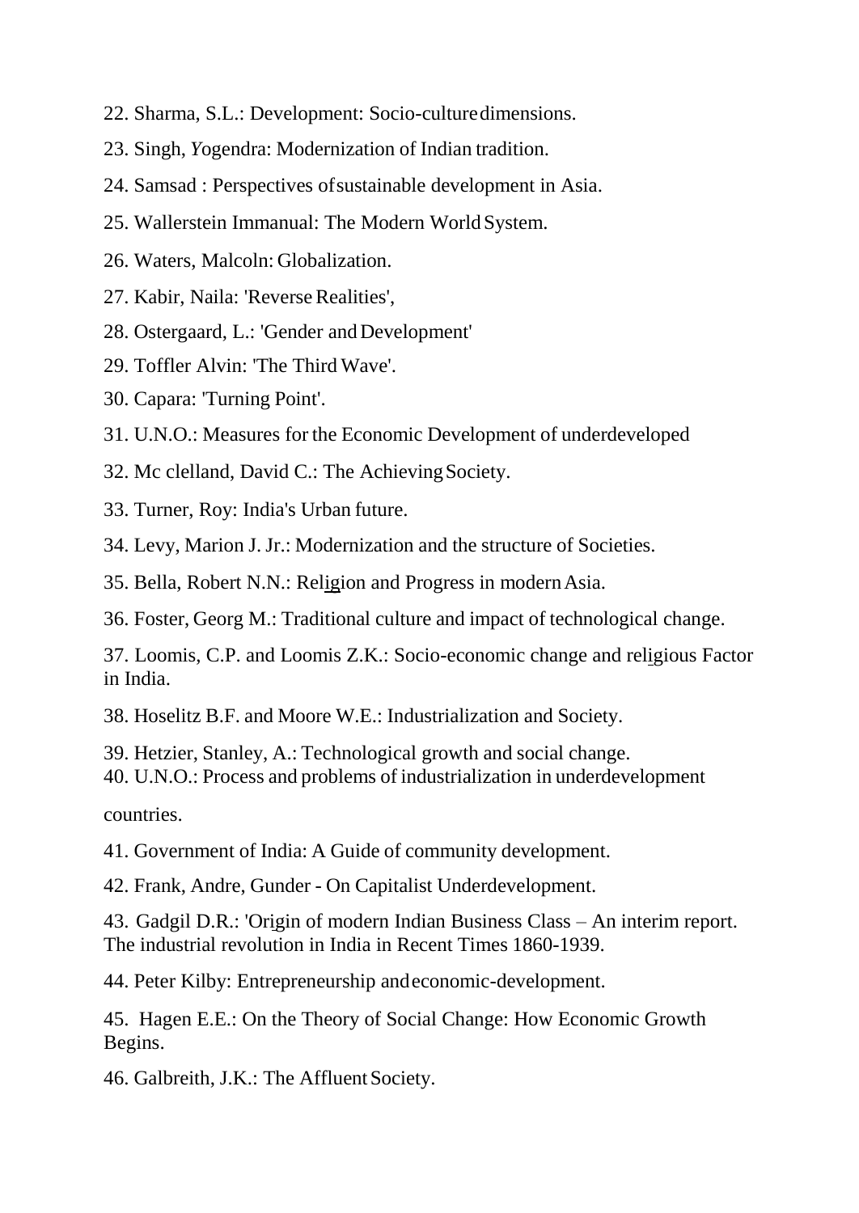22. Sharma, S.L.: Development: Socio-culture dimensions.

23. Singh, Yogendra: Modernization of Indian tradition.

24. Samsad : Perspectives of sustainable development in Asia.

25. Wallerstein Immanual: The Modern World System.

26. Waters, Malcoln: Globalization.

27. Kabir, Naila: 'Reverse Realities',

28. Ostergaard, L.: 'Gender and Development'

29. Toffler Alvin: 'The Third Wave'.

30. Capara: 'Turning Point'.

31. U.N.O.: Measures for the Economic Development of underdeveloped

32. Mc clelland, David C.: The Achieving Society.

33. Turner, Roy: India's Urban future.

34. Levy, Marion J. Jr.: Modernization and the structure of Societies.

35. Bella, Robert N.N.: Religion and Progress in modern Asia.

36. Foster, Georg M.: Traditional culture and impact of technological change.

37. Loomis, C.P. and Loomis Z.K.: Socio-economic change and religious Factor in India.

38. Hoselitz B.F. and Moore W.E.: Industrialization and Society.

39. Hetzier, Stanley, A.: Technological growth and social change.

40. U.N.O.: Process and problems of industrialization in underdevelopment countries.

41. Government of India: A Guide of community development.

42. Frank, Andre, Gunder - On Capitalist Underdevelopment.

43. Gadgil D.R.: 'Origin of modern Indian Business Class – An interim report. The industrial revolution in India in Recent Times 1860-1939.

44. Peter Kilby: Entrepreneurship and economic-development.

45. Hagen E.E.: On the Theory of Social Change: How Economic Growth Begins.

46. Galbreith, J.K.: The Affluent Society.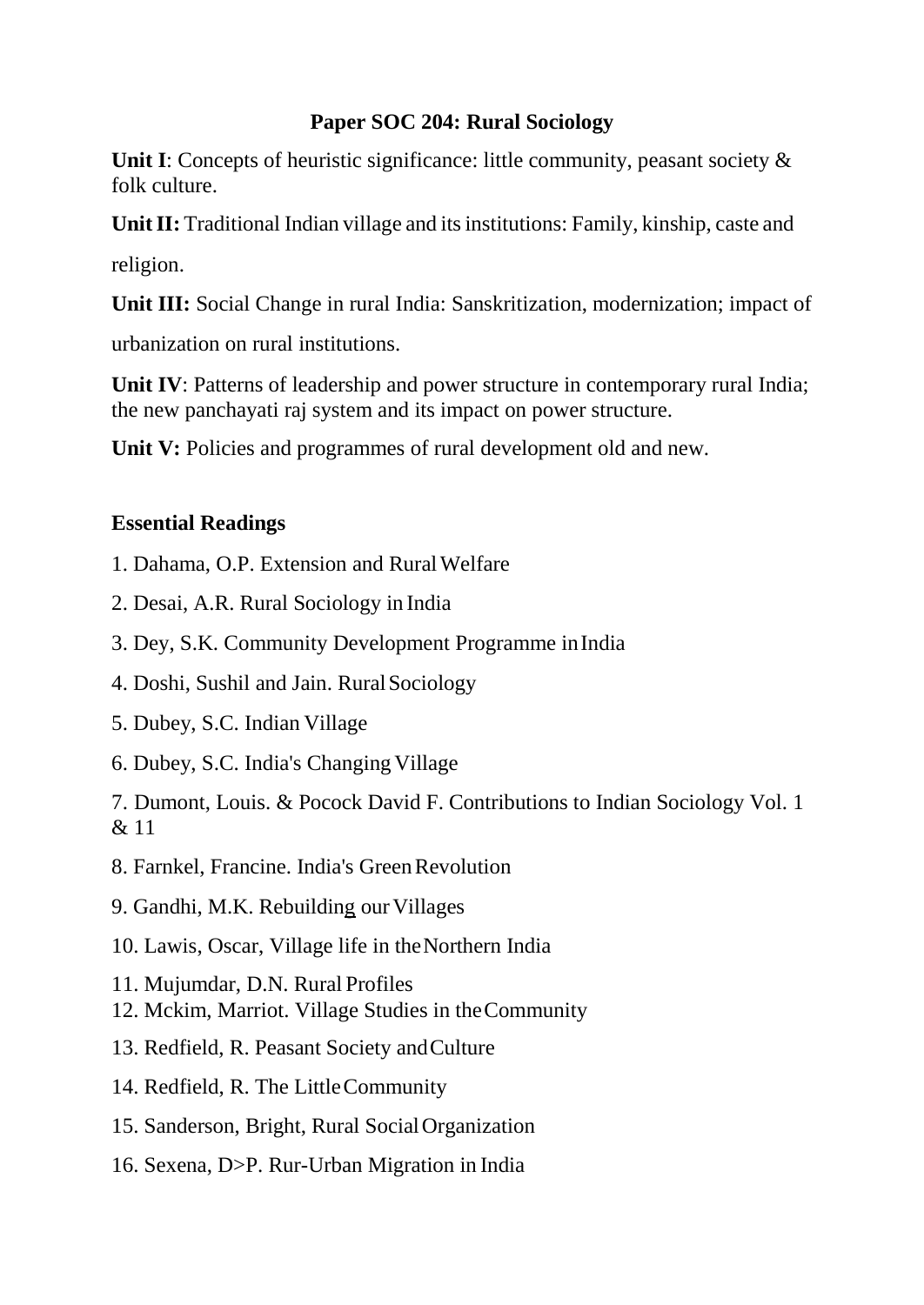## Paper SOC 204: Rural Sociology

**Unit I**: Concepts of heuristic significance: little community, peasant society & folk culture.

**Unit II:** Traditional Indian village and its institutions: Family, kinship, caste and religion.

**Unit III:** Social Change in rural India: Sanskritization, modernization; impact of urbanization on rural institutions.

**Unit IV**: Patterns of leadership and power structure in contemporary rural India; the new panchayati raj system and its impact on power structure.

**Unit V:** Policies and programmes of rural development old and new.

### Essential Readings

1. Dahama, O.P. Extension and Rural Welfare
2. Desai, A.R. Rural Sociology in India
3. Dey, S.K. Community Development Programme in India
4. Doshi, Sushil and Jain. Rural Sociology
5. Dubey, S.C. Indian Village
6. Dubey, S.C. India's Changing Village
7. Dumont, Louis. & Pocock David F. Contributions to Indian Sociology Vol. 1 & 11
8. Farnkel, Francine. India's Green Revolution
9. Gandhi, M.K. Rebuilding our Villages
10. Lawis, Oscar, Village life in the Northern India
11. Mujumdar, D.N. Rural Profiles
12. Mckim, Marriot. Village Studies in the Community
13. Redfield, R. Peasant Society and Culture
14. Redfield, R. The Little Community
15. Sanderson, Bright, Rural Social Organization
16. Sexena, D>P. Rur-Urban Migration in India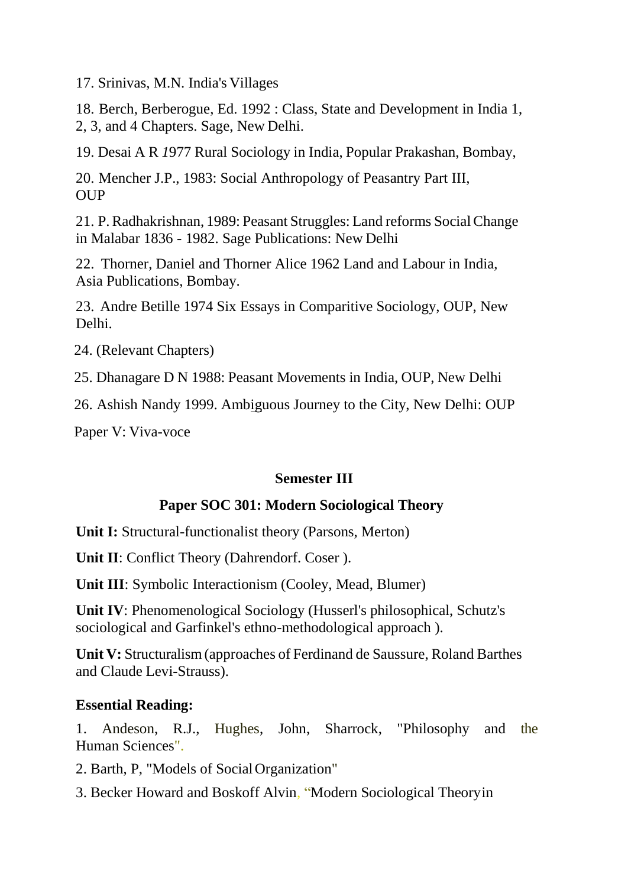17. Srinivas, M.N. India's Villages

18. Berch, Berberogue, Ed. 1992 : Class, State and Development in India 1, 2, 3, and 4 Chapters. Sage, New Delhi.

19. Desai A R 1977 Rural Sociology in India, Popular Prakashan, Bombay,

20. Mencher J.P., 1983: Social Anthropology of Peasantry Part III, OUP

21. P. Radhakrishnan, 1989: Peasant Struggles: Land reforms Social Change in Malabar 1836 - 1982. Sage Publications: New Delhi

22. Thorner, Daniel and Thorner Alice 1962 Land and Labour in India, Asia Publications, Bombay.

23. Andre Betille 1974 Six Essays in Comparitive Sociology, OUP, New Delhi.

24. (Relevant Chapters)

25. Dhanagare D N 1988: Peasant Movements in India, OUP, New Delhi

26. Ashish Nandy 1999. Ambiguous Journey to the City, New Delhi: OUP

Paper V: Viva-voce

## Semester III

### Paper SOC 301: Modern Sociological Theory

**Unit I:** Structural-functionalist theory (Parsons, Merton)

**Unit II**: Conflict Theory (Dahrendorf. Coser ).

**Unit III**: Symbolic Interactionism (Cooley, Mead, Blumer)

**Unit IV**: Phenomenological Sociology (Husserl's philosophical, Schutz's sociological and Garfinkel's ethno-methodological approach ).

**Unit V:** Structuralism (approaches of Ferdinand de Saussure, Roland Barthes and Claude Levi-Strauss).

**Essential Reading:**

1. Andeson, R.J., Hughes, John, Sharrock, "Philosophy and the Human Sciences".

2. Barth, P, "Models of Social Organization"

3. Becker Howard and Boskoff Alvin, "Modern Sociological Theoryin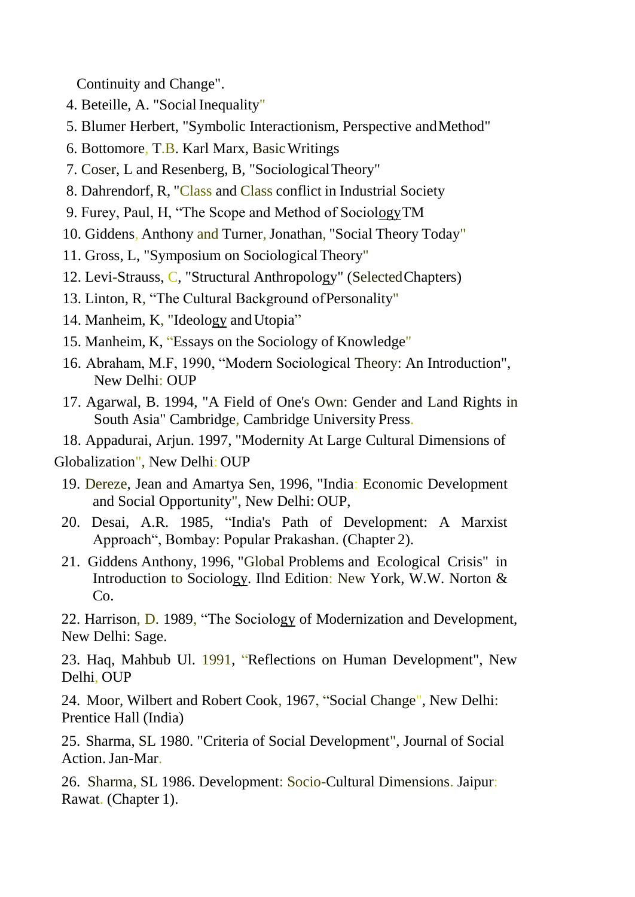Continuity and Change".

4. Beteille, A. "Social Inequality"
5. Blumer Herbert, "Symbolic Interactionism, Perspective and Method"
6. Bottomore, T.B. Karl Marx, Basic Writings
7. Coser, L and Resenberg, B, "Sociological Theory"
8. Dahrendorf, R, "Class and Class conflict in Industrial Society
9. Furey, Paul, H, "The Scope and Method of SociologyTM
10. Giddens, Anthony and Turner, Jonathan, "Social Theory Today"
11. Gross, L, "Symposium on Sociological Theory"
12. Levi-Strauss, C, "Structural Anthropology" (Selected Chapters)
13. Linton, R, "The Cultural Background of Personality"
14. Manheim, K, "Ideology and Utopia"
15. Manheim, K, "Essays on the Sociology of Knowledge"
16. Abraham, M.F, 1990, "Modern Sociological Theory: An Introduction", New Delhi: OUP
17. Agarwal, B. 1994, "A Field of One's Own: Gender and Land Rights in South Asia" Cambridge, Cambridge University Press.
18. Appadurai, Arjun. 1997, "Modernity At Large Cultural Dimensions of Globalization", New Delhi: OUP
19. Dereze, Jean and Amartya Sen, 1996, "India: Economic Development and Social Opportunity", New Delhi: OUP,
20. Desai, A.R. 1985, "India's Path of Development: A Marxist Approach", Bombay: Popular Prakashan. (Chapter 2).
21. Giddens Anthony, 1996, "Global Problems and Ecological Crisis" in Introduction to Sociology. IInd Edition: New York, W.W. Norton & Co.
22. Harrison, D. 1989, "The Sociology of Modernization and Development, New Delhi: Sage.
23. Haq, Mahbub Ul. 1991, "Reflections on Human Development", New Delhi, OUP
24. Moor, Wilbert and Robert Cook, 1967, "Social Change", New Delhi: Prentice Hall (India)
25. Sharma, SL 1980. "Criteria of Social Development", Journal of Social Action. Jan-Mar.
26. Sharma, SL 1986. Development: Socio-Cultural Dimensions. Jaipur: Rawat. (Chapter 1).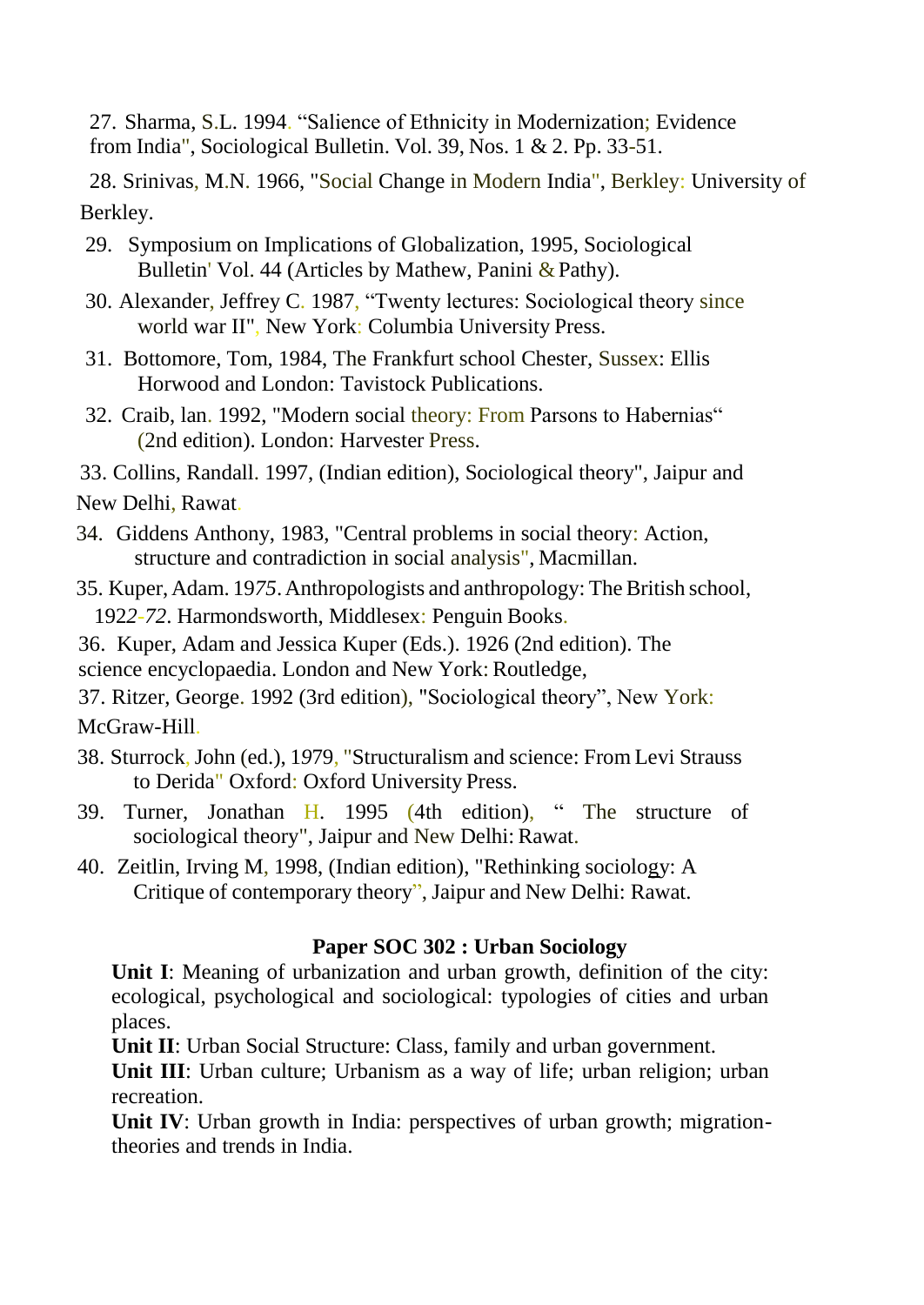27. Sharma, S.L. 1994. “Salience of Ethnicity in Modernization; Evidence from India", Sociological Bulletin. Vol. 39, Nos. 1 & 2. Pp. 33-51.

28. Srinivas, M.N. 1966, "Social Change in Modern India", Berkley: University of Berkley.

29. Symposium on Implications of Globalization, 1995, Sociological Bulletin' Vol. 44 (Articles by Mathew, Panini & Pathy).

30. Alexander, Jeffrey C. 1987, “Twenty lectures: Sociological theory since world war II", New York: Columbia University Press.

31. Bottomore, Tom, 1984, The Frankfurt school Chester, Sussex: Ellis Horwood and London: Tavistock Publications.

32. Craib, lan. 1992, "Modern social theory: From Parsons to Habernias“ (2nd edition). London: Harvester Press.

33. Collins, Randall. 1997, (Indian edition), Sociological theory", Jaipur and New Delhi, Rawat.

34. Giddens Anthony, 1983, "Central problems in social theory: Action, structure and contradiction in social analysis", Macmillan.

35. Kuper, Adam. 1975. Anthropologists and anthropology: The British school, 1922-72. Harmondsworth, Middlesex: Penguin Books.

36. Kuper, Adam and Jessica Kuper (Eds.). 1926 (2nd edition). The science encyclopaedia. London and New York: Routledge,

37. Ritzer, George. 1992 (3rd edition), "Sociological theory”, New York: McGraw-Hill.

38. Sturrock, John (ed.), 1979, "Structuralism and science: From Levi Strauss to Derida" Oxford: Oxford University Press.

39. Turner, Jonathan H. 1995 (4th edition), “ The structure of sociological theory", Jaipur and New Delhi: Rawat.

40. Zeitlin, Irving M, 1998, (Indian edition), "Rethinking sociology: A Critique of contemporary theory”, Jaipur and New Delhi: Rawat.

## Paper SOC 302 : Urban Sociology

**Unit I**: Meaning of urbanization and urban growth, definition of the city: ecological, psychological and sociological: typologies of cities and urban places.

**Unit II**: Urban Social Structure: Class, family and urban government.

**Unit III**: Urban culture; Urbanism as a way of life; urban religion; urban recreation.

**Unit IV**: Urban growth in India: perspectives of urban growth; migration-theories and trends in India.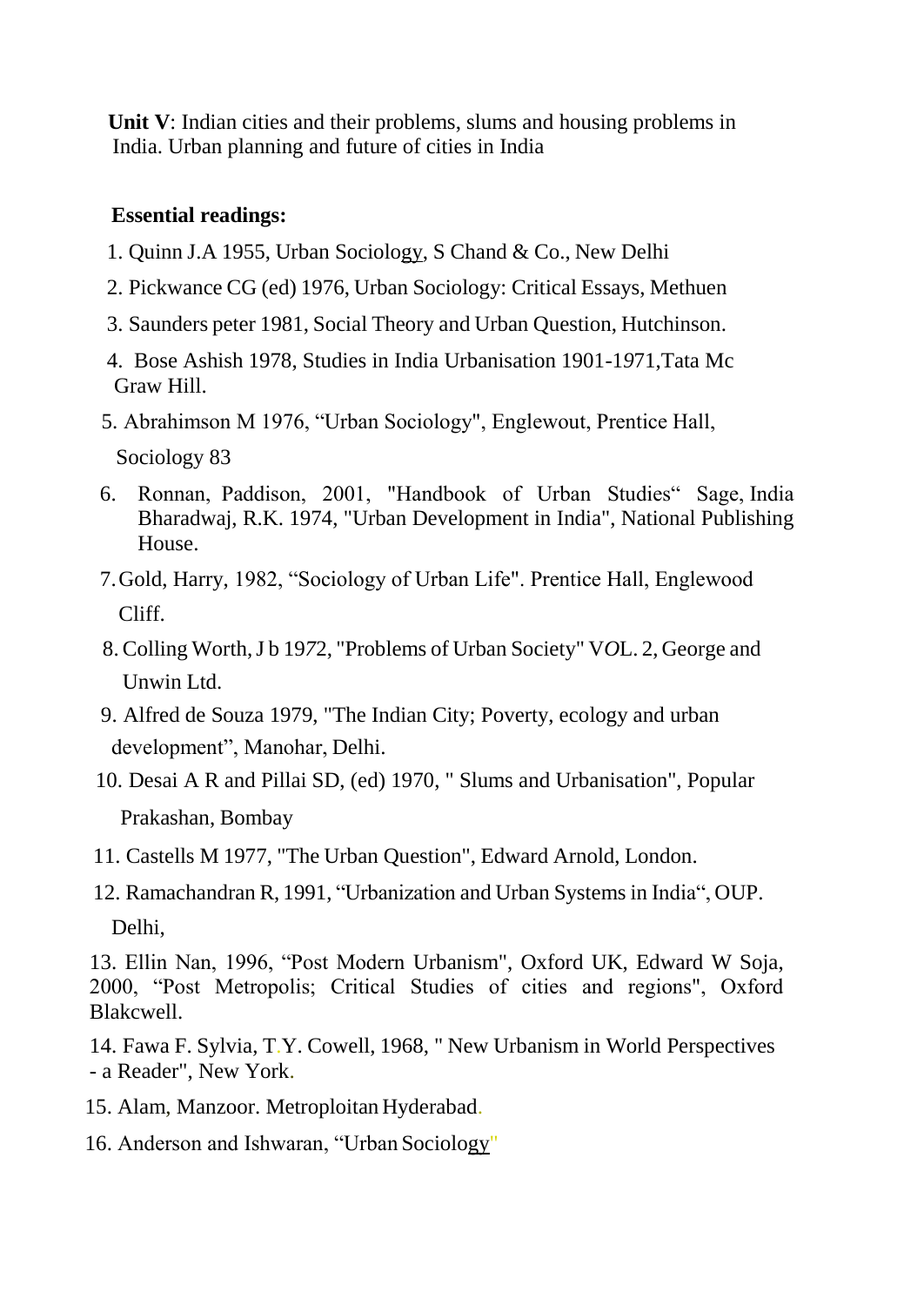**Unit V**: Indian cities and their problems, slums and housing problems in India. Urban planning and future of cities in India

**Essential readings:**

1. Quinn J.A 1955, Urban Sociology, S Chand & Co., New Delhi
2. Pickwance CG (ed) 1976, Urban Sociology: Critical Essays, Methuen
3. Saunders peter 1981, Social Theory and Urban Question, Hutchinson.
4. Bose Ashish 1978, Studies in India Urbanisation 1901-1971,Tata Mc Graw Hill.
5. Abrahimson M 1976, "Urban Sociology", Englewout, Prentice Hall, Sociology 83
6. Ronnan, Paddison, 2001, "Handbook of Urban Studies" Sage, India Bharadwaj, R.K. 1974, "Urban Development in India", National Publishing House.
7. Gold, Harry, 1982, "Sociology of Urban Life". Prentice Hall, Englewood Cliff.
8. Colling Worth, J b 1972, "Problems of Urban Society" VOL. 2, George and Unwin Ltd.
9. Alfred de Souza 1979, "The Indian City; Poverty, ecology and urban development", Manohar, Delhi.
10. Desai A R and Pillai SD, (ed) 1970, " Slums and Urbanisation", Popular Prakashan, Bombay
11. Castells M 1977, "The Urban Question", Edward Arnold, London.
12. Ramachandran R, 1991, "Urbanization and Urban Systems in India", OUP. Delhi,
13. Ellin Nan, 1996, "Post Modern Urbanism", Oxford UK, Edward W Soja, 2000, "Post Metropolis; Critical Studies of cities and regions", Oxford Blakcwell.
14. Fawa F. Sylvia, T.Y. Cowell, 1968, " New Urbanism in World Perspectives - a Reader", New York.
15. Alam, Manzoor. Metroploitan Hyderabad.
16. Anderson and Ishwaran, "Urban Sociology"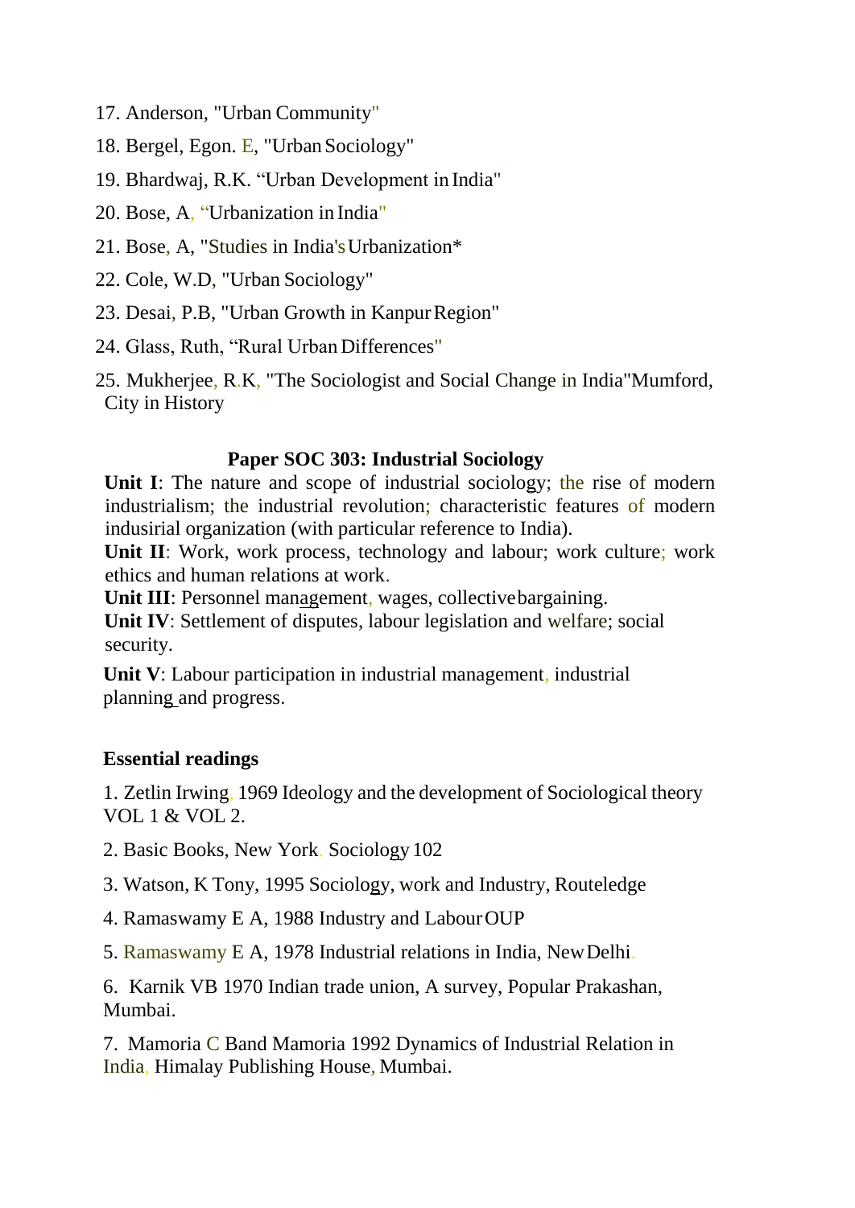17. Anderson, "Urban Community"

18. Bergel, Egon. E, "Urban Sociology"

19. Bhardwaj, R.K. “Urban Development in India"

20. Bose, A, “Urbanization in India"

21. Bose, A, "Studies in India's Urbanization*

22. Cole, W.D, "Urban Sociology"

23. Desai, P.B, "Urban Growth in Kanpur Region"

24. Glass, Ruth, “Rural Urban Differences"

25. Mukherjee, R.K, "The Sociologist and Social Change in India"Mumford, City in History

### Paper SOC 303: Industrial Sociology

**Unit I**: The nature and scope of industrial sociology; the rise of modern industrialism; the industrial revolution; characteristic features of modern indusirial organization (with particular reference to India).

**Unit II**: Work, work process, technology and labour; work culture; work ethics and human relations at work.

**Unit III**: Personnel management, wages, collective bargaining.

**Unit IV**: Settlement of disputes, labour legislation and welfare; social security.

**Unit V**: Labour participation in industrial management, industrial planning and progress.

**Essential readings**

1. Zetlin Irwing, 1969 Ideology and the development of Sociological theory VOL 1 & VOL 2.

2. Basic Books, New York. Sociology 102

3. Watson, K Tony, 1995 Sociology, work and Industry, Routeledge

4. Ramaswamy E A, 1988 Industry and Labour OUP

5. Ramaswamy E A, 1978 Industrial relations in India, New Delhi.

6. Karnik VB 1970 Indian trade union, A survey, Popular Prakashan, Mumbai.

7. Mamoria C Band Mamoria 1992 Dynamics of Industrial Relation in India, Himalay Publishing House, Mumbai.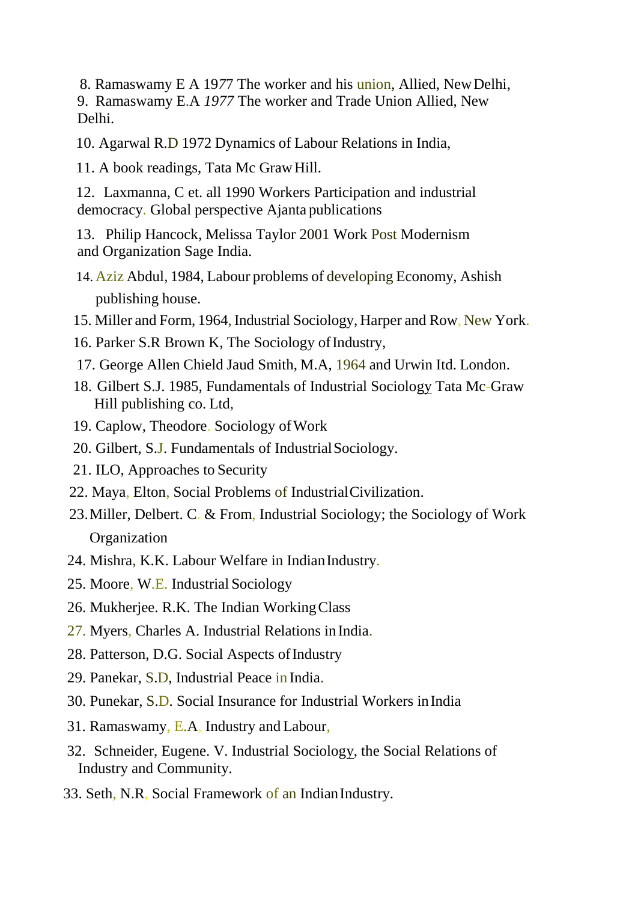8. Ramaswamy E A 1977 The worker and his union, Allied, New Delhi,
9. Ramaswamy E.A *1977* The worker and Trade Union Allied, New Delhi.
10. Agarwal R.D 1972 Dynamics of Labour Relations in India,
11. A book readings, Tata Mc Graw Hill.
12. Laxmanna, C et. all 1990 Workers Participation and industrial democracy. Global perspective Ajanta publications
13. Philip Hancock, Melissa Taylor 2001 Work Post Modernism and Organization Sage India.
14. Aziz Abdul, 1984, Labour problems of developing Economy, Ashish publishing house.
15. Miller and Form, 1964, Industrial Sociology, Harper and Row, New York.
16. Parker S.R Brown K, The Sociology of Industry,
17. George Allen Chield Jaud Smith, M.A, 1964 and Urwin ltd. London.
18. Gilbert S.J. 1985, Fundamentals of Industrial Sociology Tata Mc-Graw Hill publishing co. Ltd,
19. Caplow, Theodore. Sociology of Work
20. Gilbert, S.J. Fundamentals of Industrial Sociology.
21. ILO, Approaches to Security
22. Maya, Elton, Social Problems of Industrial Civilization.
23. Miller, Delbert. C. & From, Industrial Sociology; the Sociology of Work Organization
24. Mishra, K.K. Labour Welfare in Indian Industry.
25. Moore, W.E. Industrial Sociology
26. Mukherjee. R.K. The Indian Working Class
27. Myers, Charles A. Industrial Relations in India.
28. Patterson, D.G. Social Aspects of Industry
29. Panekar, S.D, Industrial Peace in India.
30. Punekar, S.D. Social Insurance for Industrial Workers in India
31. Ramaswamy, E.A, Industry and Labour,
32. Schneider, Eugene. V. Industrial Sociology, the Social Relations of Industry and Community.
33. Seth, N.R, Social Framework of an Indian Industry.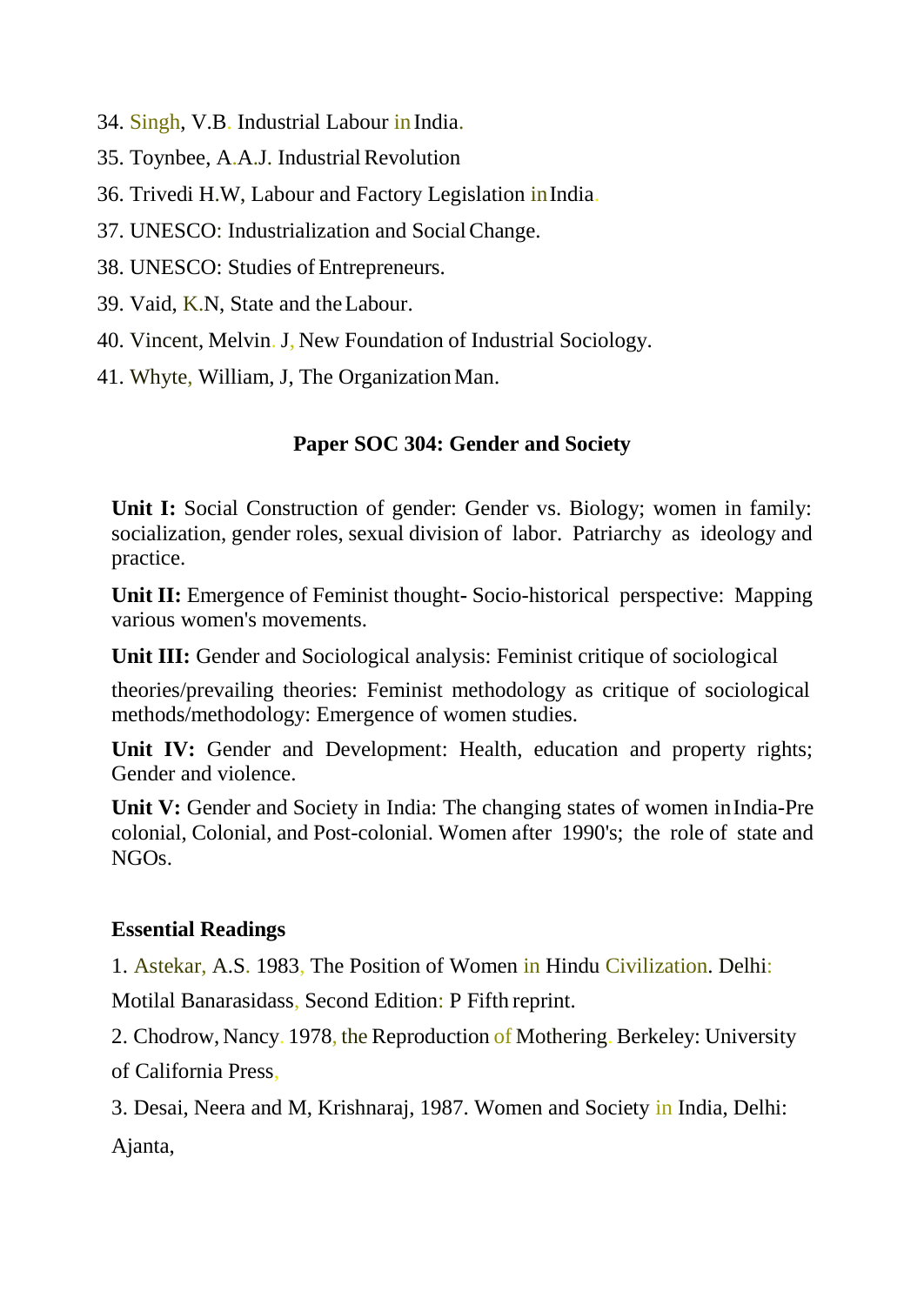34. Singh, V.B. Industrial Labour in India.
35. Toynbee, A.A.J. Industrial Revolution
36. Trivedi H.W, Labour and Factory Legislation in India.
37. UNESCO: Industrialization and Social Change.
38. UNESCO: Studies of Entrepreneurs.
39. Vaid, K.N, State and the Labour.
40. Vincent, Melvin. J, New Foundation of Industrial Sociology.
41. Whyte, William, J, The Organization Man.

## Paper SOC 304: Gender and Society

**Unit I:** Social Construction of gender: Gender vs. Biology; women in family: socialization, gender roles, sexual division of labor. Patriarchy as ideology and practice.

**Unit II:** Emergence of Feminist thought- Socio-historical perspective: Mapping various women's movements.

**Unit III:** Gender and Sociological analysis: Feminist critique of sociological theories/prevailing theories: Feminist methodology as critique of sociological methods/methodology: Emergence of women studies.

**Unit IV:** Gender and Development: Health, education and property rights; Gender and violence.

**Unit V:** Gender and Society in India: The changing states of women in India-Pre colonial, Colonial, and Post-colonial. Women after 1990's; the role of state and NGOs.

**Essential Readings**

1. Astekar, A.S. 1983, The Position of Women in Hindu Civilization. Delhi: Motilal Banarasidass, Second Edition: P Fifth reprint.
2. Chodrow, Nancy. 1978, the Reproduction of Mothering. Berkeley: University of California Press,
3. Desai, Neera and M, Krishnaraj, 1987. Women and Society in India, Delhi: Ajanta,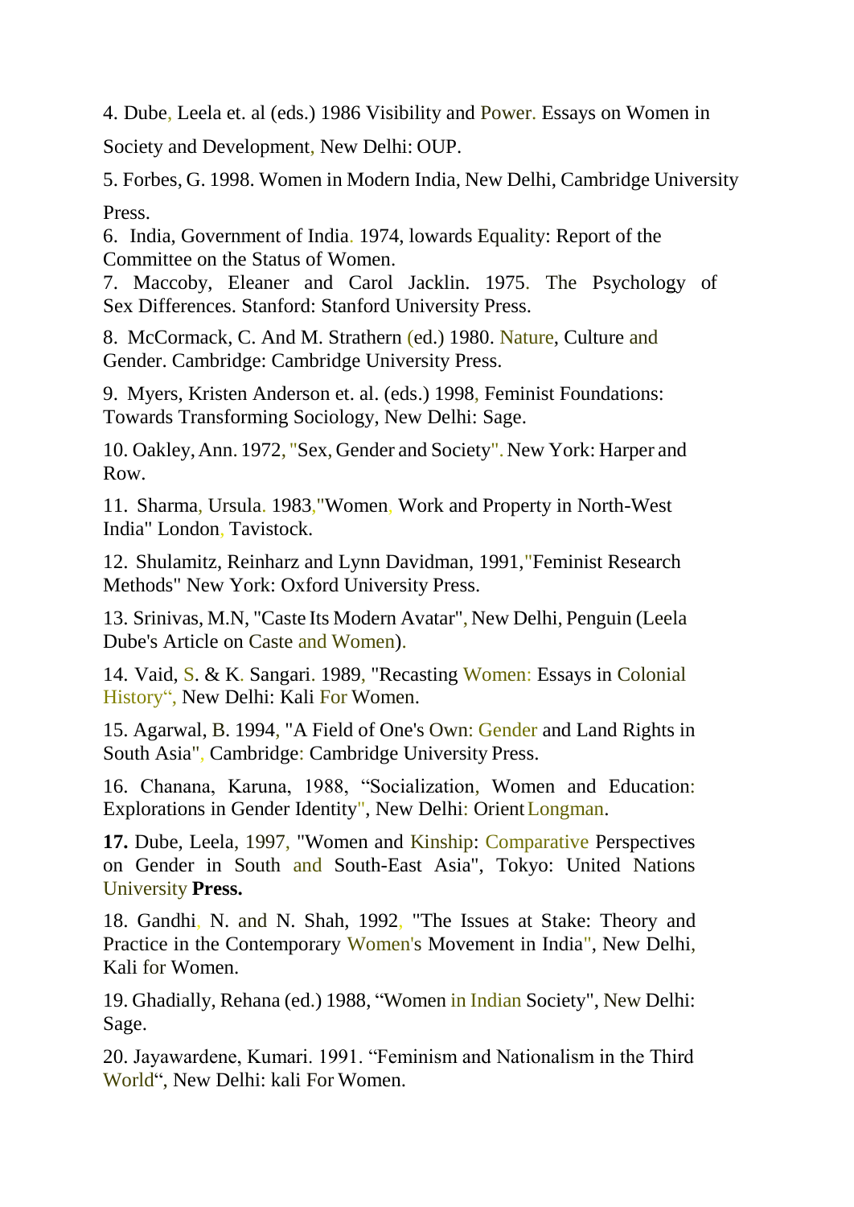4. Dube, Leela et. al (eds.) 1986 Visibility and Power. Essays on Women in Society and Development, New Delhi: OUP.

5. Forbes, G. 1998. Women in Modern India, New Delhi, Cambridge University Press.

6. India, Government of India. 1974, lowards Equality: Report of the Committee on the Status of Women.

7. Maccoby, Eleaner and Carol Jacklin. 1975. The Psychology of Sex Differences. Stanford: Stanford University Press.

8. McCormack, C. And M. Strathern (ed.) 1980. Nature, Culture and Gender. Cambridge: Cambridge University Press.

9. Myers, Kristen Anderson et. al. (eds.) 1998, Feminist Foundations: Towards Transforming Sociology, New Delhi: Sage.

10. Oakley, Ann. 1972, "Sex, Gender and Society". New York: Harper and Row.

11. Sharma, Ursula. 1983,"Women, Work and Property in North-West India" London, Tavistock.

12. Shulamitz, Reinharz and Lynn Davidman, 1991,"Feminist Research Methods" New York: Oxford University Press.

13. Srinivas, M.N, "Caste Its Modern Avatar", New Delhi, Penguin (Leela Dube's Article on Caste and Women).

14. Vaid, S. & K. Sangari. 1989, "Recasting Women: Essays in Colonial History", New Delhi: Kali For Women.

15. Agarwal, B. 1994, "A Field of One's Own: Gender and Land Rights in South Asia", Cambridge: Cambridge University Press.

16. Chanana, Karuna, 1988, "Socialization, Women and Education: Explorations in Gender Identity", New Delhi: Orient Longman.

**17.** Dube, Leela, 1997, "Women and Kinship: Comparative Perspectives on Gender in South and South-East Asia", Tokyo: United Nations University **Press.**

18. Gandhi, N. and N. Shah, 1992, "The Issues at Stake: Theory and Practice in the Contemporary Women's Movement in India", New Delhi, Kali for Women.

19. Ghadially, Rehana (ed.) 1988, "Women in Indian Society", New Delhi: Sage.

20. Jayawardene, Kumari. 1991. "Feminism and Nationalism in the Third World", New Delhi: kali For Women.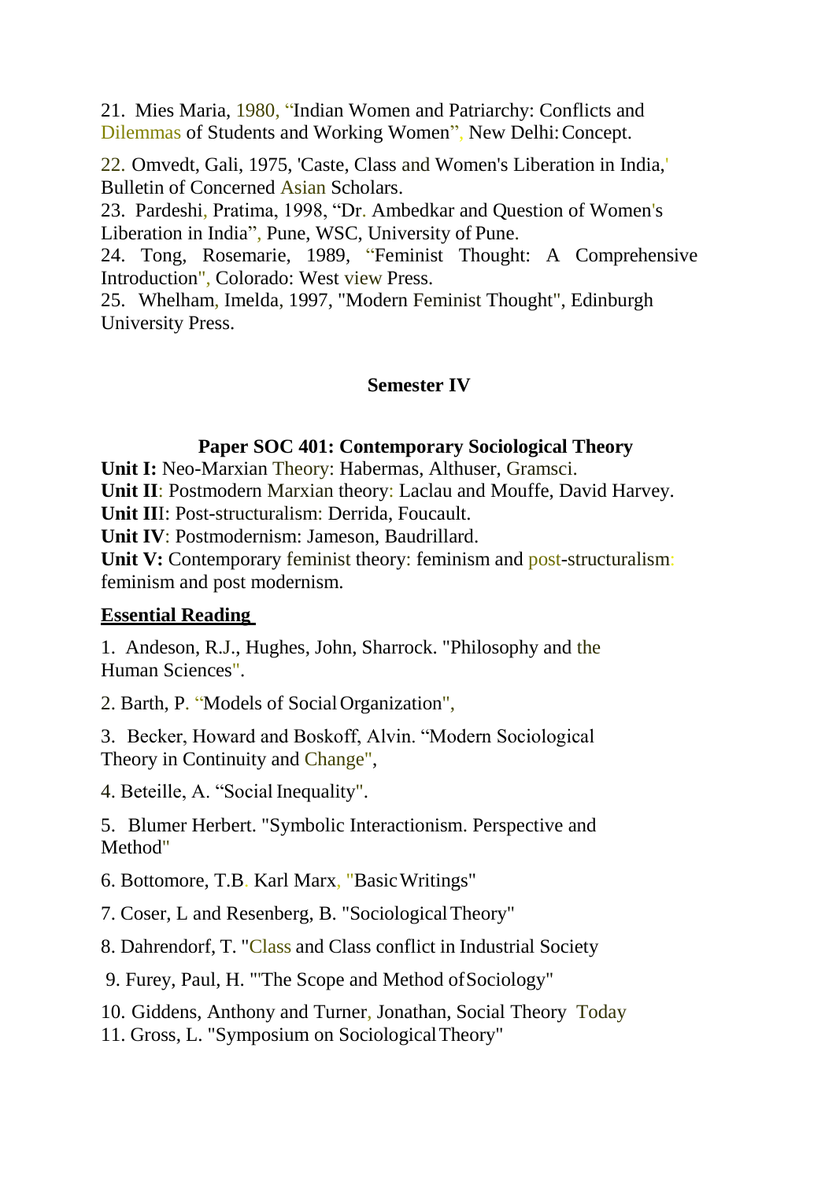21. Mies Maria, 1980, "Indian Women and Patriarchy: Conflicts and Dilemmas of Students and Working Women", New Delhi: Concept.

22. Omvedt, Gali, 1975, 'Caste, Class and Women's Liberation in India,' Bulletin of Concerned Asian Scholars.

23. Pardeshi, Pratima, 1998, "Dr. Ambedkar and Question of Women's Liberation in India", Pune, WSC, University of Pune.

24. Tong, Rosemarie, 1989, "Feminist Thought: A Comprehensive Introduction", Colorado: West view Press.

25. Whelham, Imelda, 1997, "Modern Feminist Thought", Edinburgh University Press.

## Semester IV

### Paper SOC 401: Contemporary Sociological Theory

**Unit I:** Neo-Marxian Theory: Habermas, Althuser, Gramsci.

**Unit II**: Postmodern Marxian theory: Laclau and Mouffe, David Harvey.

**Unit III**: Post-structuralism: Derrida, Foucault.

**Unit IV**: Postmodernism: Jameson, Baudrillard.

**Unit V:** Contemporary feminist theory: feminism and post-structuralism: feminism and post modernism.

**Essential Reading**

1. Andeson, R.J., Hughes, John, Sharrock. "Philosophy and the Human Sciences".

2. Barth, P. "Models of Social Organization",

3. Becker, Howard and Boskoff, Alvin. "Modern Sociological Theory in Continuity and Change",

4. Beteille, A. "Social Inequality".

5. Blumer Herbert. "Symbolic Interactionism. Perspective and Method"

6. Bottomore, T.B. Karl Marx, "Basic Writings"

7. Coser, L and Resenberg, B. "Sociological Theory"

8. Dahrendorf, T. "Class and Class conflict in Industrial Society

9. Furey, Paul, H. "'The Scope and Method of Sociology"

10. Giddens, Anthony and Turner, Jonathan, Social Theory Today

11. Gross, L. "Symposium on Sociological Theory"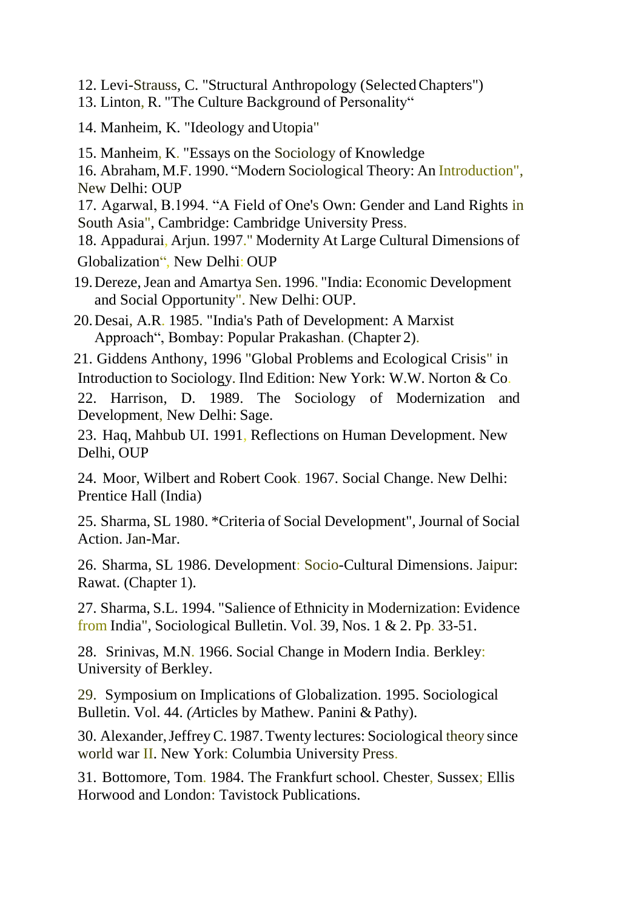12. Levi-Strauss, C. "Structural Anthropology (Selected Chapters")
13. Linton, R. "The Culture Background of Personality"
14. Manheim, K. "Ideology and Utopia"
15. Manheim, K. "Essays on the Sociology of Knowledge
16. Abraham, M.F. 1990. "Modern Sociological Theory: An Introduction", New Delhi: OUP
17. Agarwal, B.1994. "A Field of One's Own: Gender and Land Rights in South Asia", Cambridge: Cambridge University Press.
18. Appadurai, Arjun. 1997." Modernity At Large Cultural Dimensions of Globalization", New Delhi: OUP
19. Dereze, Jean and Amartya Sen. 1996. "India: Economic Development and Social Opportunity". New Delhi: OUP.
20. Desai, A.R. 1985. "India's Path of Development: A Marxist Approach", Bombay: Popular Prakashan. (Chapter 2).
21. Giddens Anthony, 1996 "Global Problems and Ecological Crisis" in Introduction to Sociology. Ilnd Edition: New York: W.W. Norton & Co.
22. Harrison, D. 1989. The Sociology of Modernization and Development, New Delhi: Sage.
23. Haq, Mahbub UI. 1991, Reflections on Human Development. New Delhi, OUP
24. Moor, Wilbert and Robert Cook. 1967. Social Change. New Delhi: Prentice Hall (India)
25. Sharma, SL 1980. *Criteria of Social Development", Journal of Social Action. Jan-Mar.
26. Sharma, SL 1986. Development: Socio-Cultural Dimensions. Jaipur: Rawat. (Chapter 1).
27. Sharma, S.L. 1994. "Salience of Ethnicity in Modernization: Evidence from India", Sociological Bulletin. Vol. 39, Nos. 1 & 2. Pp. 33-51.
28. Srinivas, M.N. 1966. Social Change in Modern India. Berkley: University of Berkley.
29. Symposium on Implications of Globalization. 1995. Sociological Bulletin. Vol. 44. (Articles by Mathew. Panini & Pathy).
30. Alexander, Jeffrey C. 1987. Twenty lectures: Sociological theory since world war II. New York: Columbia University Press.
31. Bottomore, Tom. 1984. The Frankfurt school. Chester, Sussex; Ellis Horwood and London: Tavistock Publications.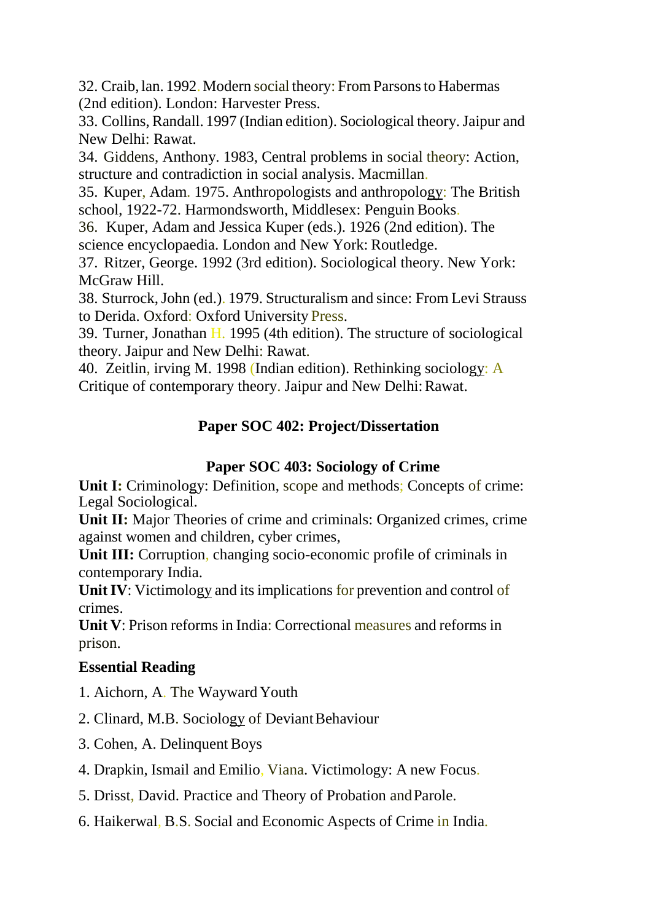32. Craib, lan. 1992. Modern social theory: From Parsons to Habermas (2nd edition). London: Harvester Press.
33. Collins, Randall. 1997 (Indian edition). Sociological theory. Jaipur and New Delhi: Rawat.
34. Giddens, Anthony. 1983, Central problems in social theory: Action, structure and contradiction in social analysis. Macmillan.
35. Kuper, Adam. 1975. Anthropologists and anthropology: The British school, 1922-72. Harmondsworth, Middlesex: Penguin Books.
36. Kuper, Adam and Jessica Kuper (eds.). 1926 (2nd edition). The science encyclopaedia. London and New York: Routledge.
37. Ritzer, George. 1992 (3rd edition). Sociological theory. New York: McGraw Hill.
38. Sturrock, John (ed.). 1979. Structuralism and since: From Levi Strauss to Derida. Oxford: Oxford University Press.
39. Turner, Jonathan H. 1995 (4th edition). The structure of sociological theory. Jaipur and New Delhi: Rawat.
40. Zeitlin, irving M. 1998 (Indian edition). Rethinking sociology: A Critique of contemporary theory. Jaipur and New Delhi: Rawat.

## Paper SOC 402: Project/Dissertation

## Paper SOC 403: Sociology of Crime

**Unit I:** Criminology: Definition, scope and methods; Concepts of crime: Legal Sociological.

**Unit II:** Major Theories of crime and criminals: Organized crimes, crime against women and children, cyber crimes,

**Unit III:** Corruption, changing socio-economic profile of criminals in contemporary India.

**Unit IV**: Victimology and its implications for prevention and control of crimes.

**Unit V**: Prison reforms in India: Correctional measures and reforms in prison.

**Essential Reading**

1. Aichorn, A. The Wayward Youth
2. Clinard, M.B. Sociology of Deviant Behaviour
3. Cohen, A. Delinquent Boys
4. Drapkin, Ismail and Emilio, Viana. Victimology: A new Focus.
5. Drisst, David. Practice and Theory of Probation and Parole.
6. Haikerwal, B.S. Social and Economic Aspects of Crime in India.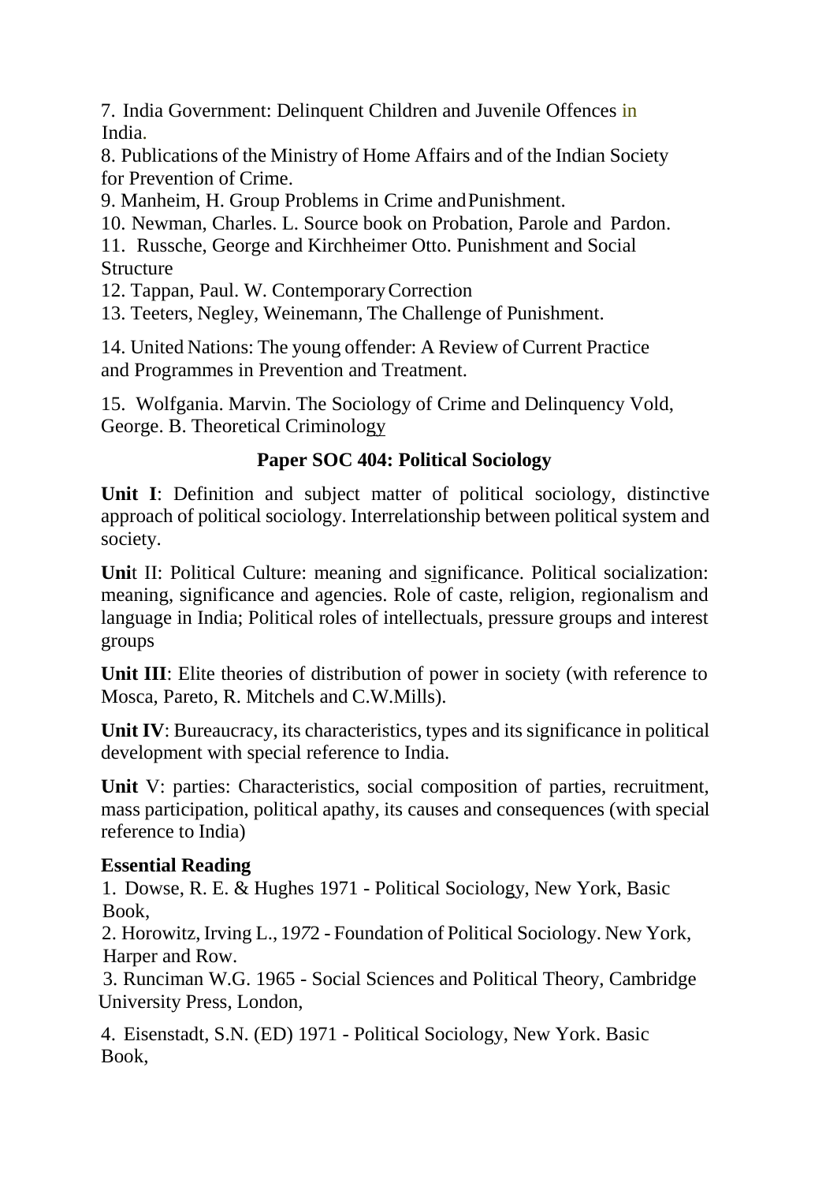7. India Government: Delinquent Children and Juvenile Offences in India.
8. Publications of the Ministry of Home Affairs and of the Indian Society for Prevention of Crime.
9. Manheim, H. Group Problems in Crime and Punishment.
10. Newman, Charles. L. Source book on Probation, Parole and Pardon.
11. Russche, George and Kirchheimer Otto. Punishment and Social Structure
12. Tappan, Paul. W. Contemporary Correction
13. Teeters, Negley, Weinemann, The Challenge of Punishment.
14. United Nations: The young offender: A Review of Current Practice and Programmes in Prevention and Treatment.
15. Wolfgania. Marvin. The Sociology of Crime and Delinquency Vold, George. B. Theoretical Criminology

## Paper SOC 404: Political Sociology

**Unit I**: Definition and subject matter of political sociology, distinctive approach of political sociology. Interrelationship between political system and society.

**Uni**t II: Political Culture: meaning and significance. Political socialization: meaning, significance and agencies. Role of caste, religion, regionalism and language in India; Political roles of intellectuals, pressure groups and interest groups

**Unit III**: Elite theories of distribution of power in society (with reference to Mosca, Pareto, R. Mitchels and C.W.Mills).

**Unit IV**: Bureaucracy, its characteristics, types and its significance in political development with special reference to India.

**Unit** V: parties: Characteristics, social composition of parties, recruitment, mass participation, political apathy, its causes and consequences (with special reference to India)

**Essential Reading**

1. Dowse, R. E. & Hughes 1971 - Political Sociology, New York, Basic Book,
2. Horowitz, Irving L., 1972 - Foundation of Political Sociology. New York, Harper and Row.
3. Runciman W.G. 1965 - Social Sciences and Political Theory, Cambridge University Press, London,
4. Eisenstadt, S.N. (ED) 1971 - Political Sociology, New York. Basic Book,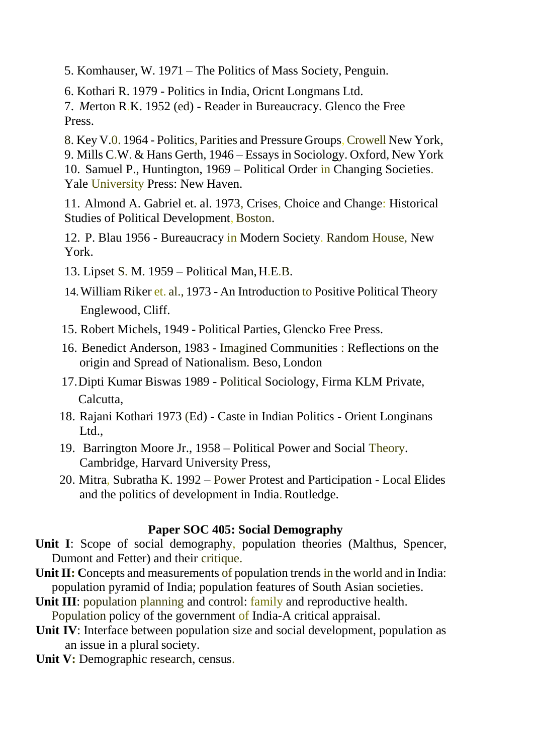5. Komhauser, W. 1971 – The Politics of Mass Society, Penguin.

6. Kothari R. 1979 - Politics in India, Oricnt Longmans Ltd.

7. *M*erton R.K. 1952 (ed) - Reader in Bureaucracy. Glenco the Free Press.

8. Key V.0. 1964 - Politics, Parities and Pressure Groups, Crowell New York,

9. Mills C.W. & Hans Gerth, 1946 – Essays in Sociology. Oxford, New York

10. Samuel P., Huntington, 1969 – Political Order in Changing Societies. Yale University Press: New Haven.

11. Almond A. Gabriel et. al. 1973, Crises, Choice and Change: Historical Studies of Political Development, Boston.

12. P. Blau 1956 - Bureaucracy in Modern Society. Random House, New York.

13. Lipset S. M. 1959 – Political Man, H.E.B.

14. William Riker et. al., 1973 - An Introduction to Positive Political Theory Englewood, Cliff.

15. Robert Michels, 1949 - Political Parties, Glencko Free Press.

16. Benedict Anderson, 1983 - Imagined Communities : Reflections on the origin and Spread of Nationalism. Beso, London

17. Dipti Kumar Biswas 1989 - Political Sociology, Firma KLM Private, Calcutta,

18. Rajani Kothari 1973 (Ed) - Caste in Indian Politics - Orient Longinans Ltd.,

19. Barrington Moore Jr., 1958 – Political Power and Social Theory. Cambridge, Harvard University Press,

20. Mitra, Subratha K. 1992 – Power Protest and Participation - Local Elides and the politics of development in India. Routledge.

## Paper SOC 405: Social Demography

**Unit I**: Scope of social demography, population theories (Malthus, Spencer, Dumont and Fetter) and their critique.

**Unit II: C**oncepts and measurements of population trends in the world and in India: population pyramid of India; population features of South Asian societies.

**Unit III**: population planning and control: family and reproductive health. Population policy of the government of India-A critical appraisal.

**Unit IV**: Interface between population size and social development, population as an issue in a plural society.

**Unit V:** Demographic research, census.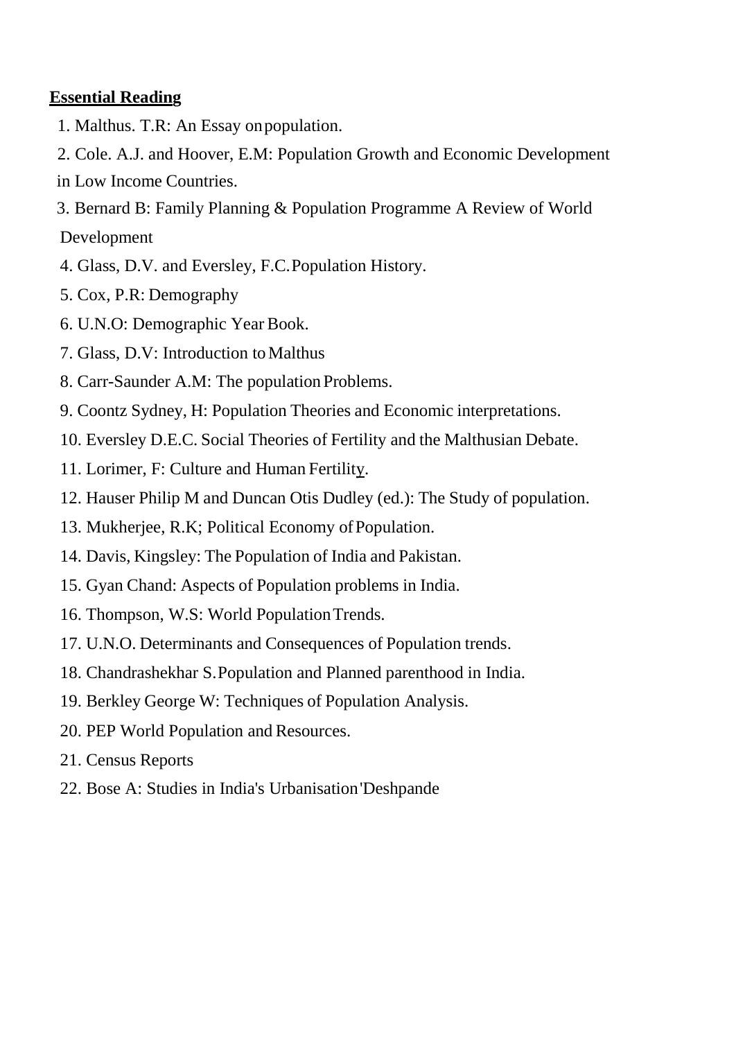**Essential Reading**

1. Malthus. T.R: An Essay on population.
2. Cole. A.J. and Hoover, E.M: Population Growth and Economic Development in Low Income Countries.
3. Bernard B: Family Planning & Population Programme A Review of World Development
4. Glass, D.V. and Eversley, F.C. Population History.
5. Cox, P.R: Demography
6. U.N.O: Demographic Year Book.
7. Glass, D.V: Introduction to Malthus
8. Carr-Saunder A.M: The population Problems.
9. Coontz Sydney, H: Population Theories and Economic interpretations.
10. Eversley D.E.C. Social Theories of Fertility and the Malthusian Debate.
11. Lorimer, F: Culture and Human Fertility.
12. Hauser Philip M and Duncan Otis Dudley (ed.): The Study of population.
13. Mukherjee, R.K; Political Economy of Population.
14. Davis, Kingsley: The Population of India and Pakistan.
15. Gyan Chand: Aspects of Population problems in India.
16. Thompson, W.S: World Population Trends.
17. U.N.O. Determinants and Consequences of Population trends.
18. Chandrashekhar S. Population and Planned parenthood in India.
19. Berkley George W: Techniques of Population Analysis.
20. PEP World Population and Resources.
21. Census Reports
22. Bose A: Studies in India's Urbanisation'Deshpande